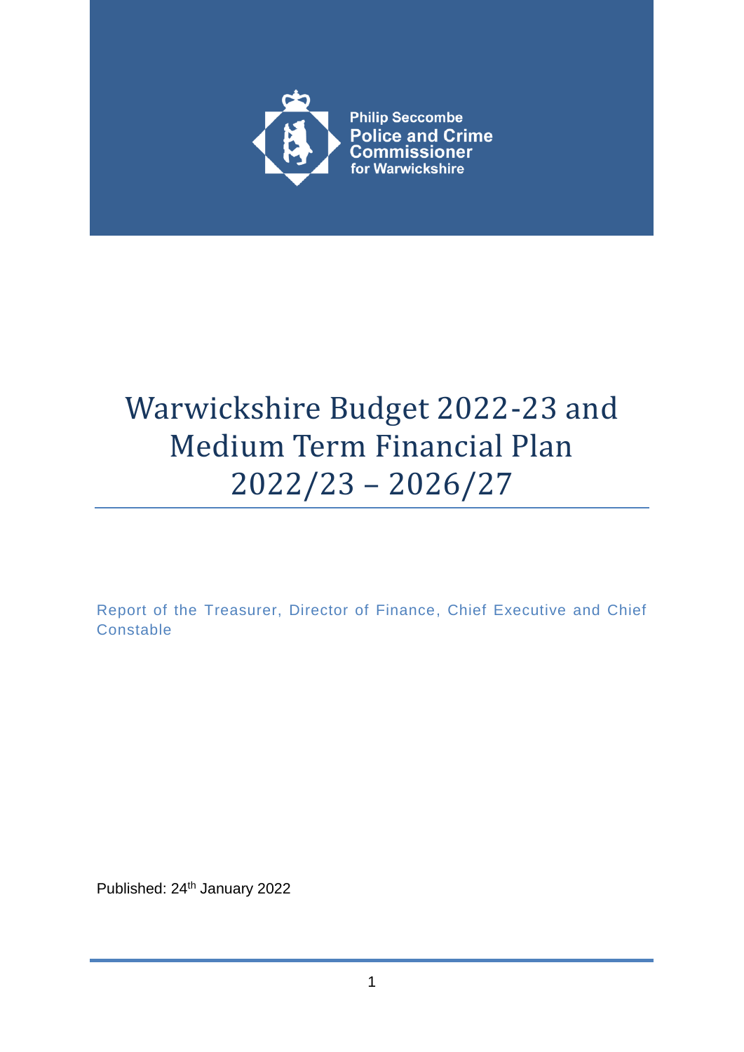Philip Seccombe
Police and Crime Commissioner
for Warwickshire

# Warwickshire Budget 2022-23 and Medium Term Financial Plan 2022/23 – 2026/27

Report of the Treasurer, Director of Finance, Chief Executive and Chief Constable

Published: 24th January 2022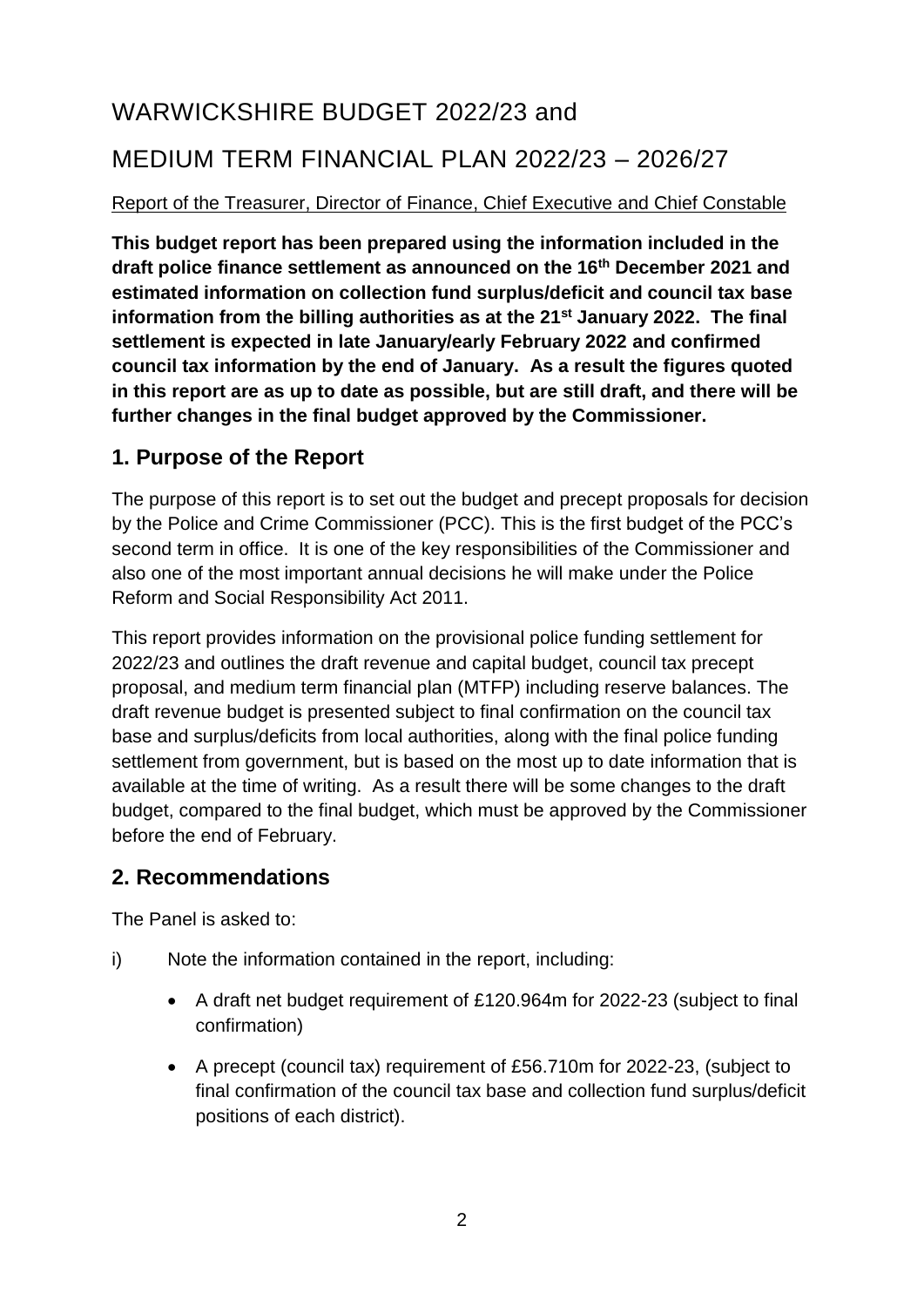# WARWICKSHIRE BUDGET 2022/23 and

# MEDIUM TERM FINANCIAL PLAN 2022/23 – 2026/27

Report of the Treasurer, Director of Finance, Chief Executive and Chief Constable

**This budget report has been prepared using the information included in the draft police finance settlement as announced on the 16th December 2021 and estimated information on collection fund surplus/deficit and council tax base information from the billing authorities as at the 21st January 2022. The final settlement is expected in late January/early February 2022 and confirmed council tax information by the end of January. As a result the figures quoted in this report are as up to date as possible, but are still draft, and there will be further changes in the final budget approved by the Commissioner.**

## 1. Purpose of the Report

The purpose of this report is to set out the budget and precept proposals for decision by the Police and Crime Commissioner (PCC). This is the first budget of the PCC's second term in office. It is one of the key responsibilities of the Commissioner and also one of the most important annual decisions he will make under the Police Reform and Social Responsibility Act 2011.

This report provides information on the provisional police funding settlement for 2022/23 and outlines the draft revenue and capital budget, council tax precept proposal, and medium term financial plan (MTFP) including reserve balances. The draft revenue budget is presented subject to final confirmation on the council tax base and surplus/deficits from local authorities, along with the final police funding settlement from government, but is based on the most up to date information that is available at the time of writing. As a result there will be some changes to the draft budget, compared to the final budget, which must be approved by the Commissioner before the end of February.

## 2. Recommendations

The Panel is asked to:

i) Note the information contained in the report, including:

- A draft net budget requirement of £120.964m for 2022-23 (subject to final confirmation)
- A precept (council tax) requirement of £56.710m for 2022-23, (subject to final confirmation of the council tax base and collection fund surplus/deficit positions of each district).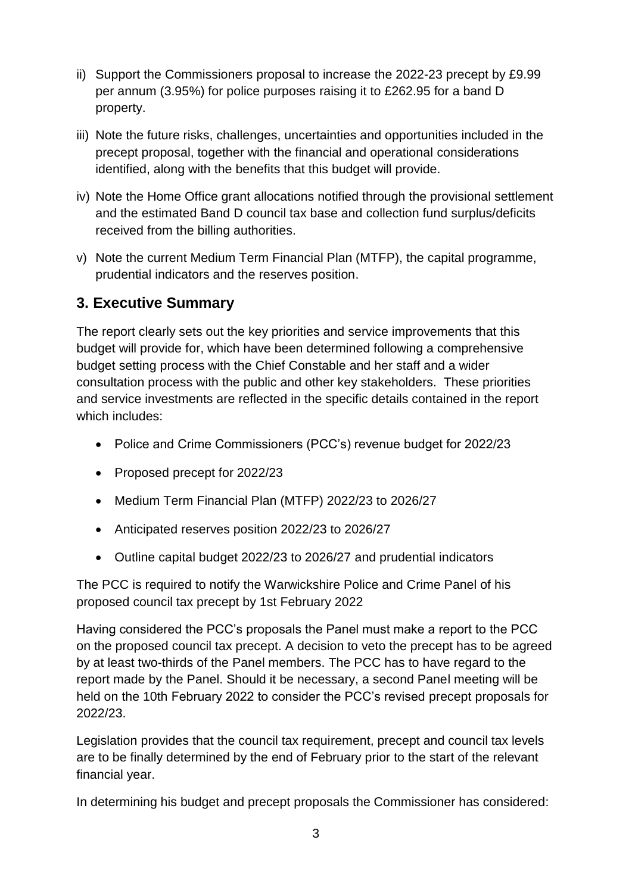ii) Support the Commissioners proposal to increase the 2022-23 precept by £9.99 per annum (3.95%) for police purposes raising it to £262.95 for a band D property.

iii) Note the future risks, challenges, uncertainties and opportunities included in the precept proposal, together with the financial and operational considerations identified, along with the benefits that this budget will provide.

iv) Note the Home Office grant allocations notified through the provisional settlement and the estimated Band D council tax base and collection fund surplus/deficits received from the billing authorities.

v) Note the current Medium Term Financial Plan (MTFP), the capital programme, prudential indicators and the reserves position.

## 3. Executive Summary

The report clearly sets out the key priorities and service improvements that this budget will provide for, which have been determined following a comprehensive budget setting process with the Chief Constable and her staff and a wider consultation process with the public and other key stakeholders. These priorities and service investments are reflected in the specific details contained in the report which includes:

- Police and Crime Commissioners (PCC's) revenue budget for 2022/23
- Proposed precept for 2022/23
- Medium Term Financial Plan (MTFP) 2022/23 to 2026/27
- Anticipated reserves position 2022/23 to 2026/27
- Outline capital budget 2022/23 to 2026/27 and prudential indicators

The PCC is required to notify the Warwickshire Police and Crime Panel of his proposed council tax precept by 1st February 2022

Having considered the PCC's proposals the Panel must make a report to the PCC on the proposed council tax precept. A decision to veto the precept has to be agreed by at least two-thirds of the Panel members. The PCC has to have regard to the report made by the Panel. Should it be necessary, a second Panel meeting will be held on the 10th February 2022 to consider the PCC's revised precept proposals for 2022/23.

Legislation provides that the council tax requirement, precept and council tax levels are to be finally determined by the end of February prior to the start of the relevant financial year.

In determining his budget and precept proposals the Commissioner has considered: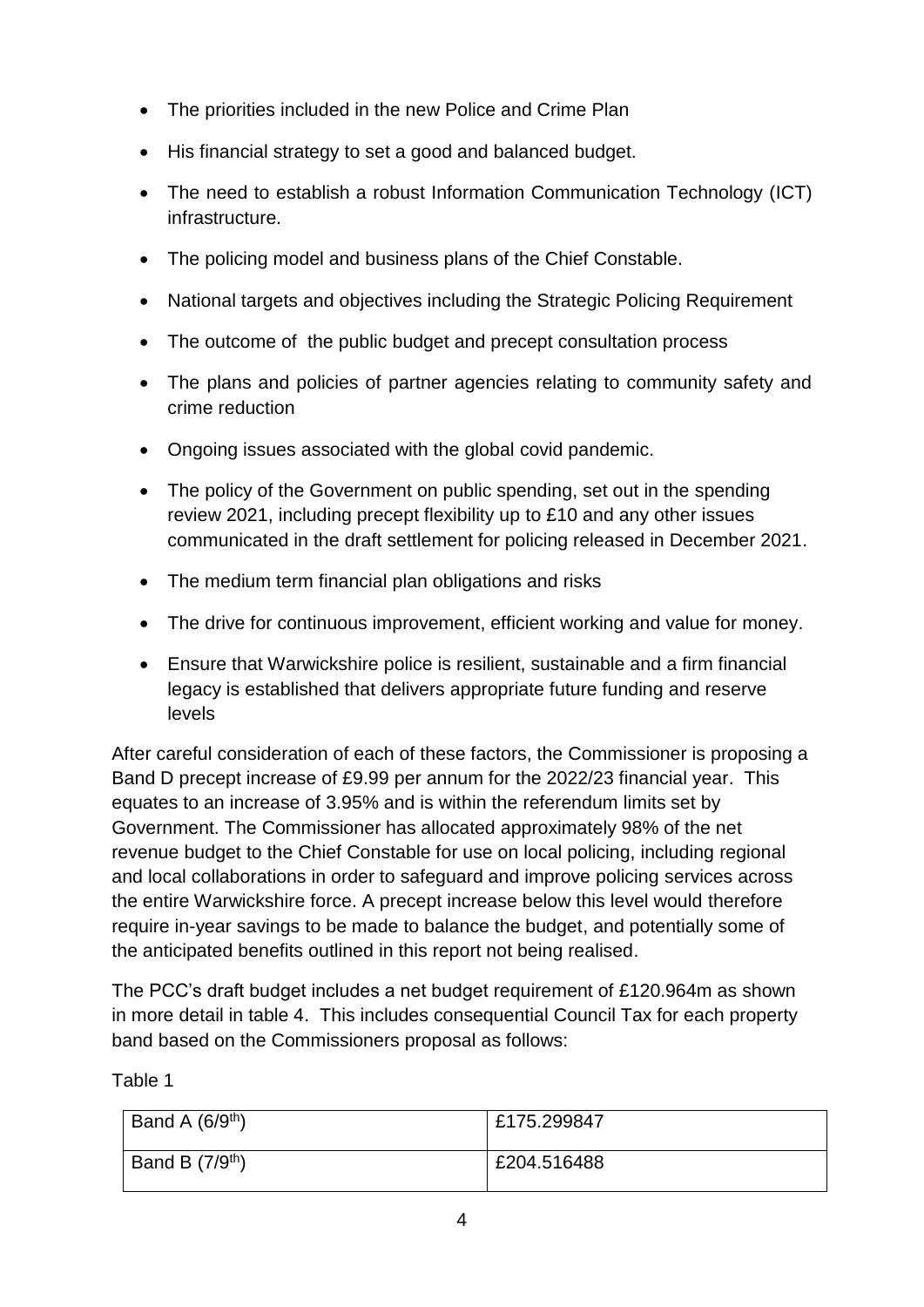- The priorities included in the new Police and Crime Plan
- His financial strategy to set a good and balanced budget.
- The need to establish a robust Information Communication Technology (ICT) infrastructure.
- The policing model and business plans of the Chief Constable.
- National targets and objectives including the Strategic Policing Requirement
- The outcome of the public budget and precept consultation process
- The plans and policies of partner agencies relating to community safety and crime reduction
- Ongoing issues associated with the global covid pandemic.
- The policy of the Government on public spending, set out in the spending review 2021, including precept flexibility up to £10 and any other issues communicated in the draft settlement for policing released in December 2021.
- The medium term financial plan obligations and risks
- The drive for continuous improvement, efficient working and value for money.
- Ensure that Warwickshire police is resilient, sustainable and a firm financial legacy is established that delivers appropriate future funding and reserve levels

After careful consideration of each of these factors, the Commissioner is proposing a Band D precept increase of £9.99 per annum for the 2022/23 financial year. This equates to an increase of 3.95% and is within the referendum limits set by Government. The Commissioner has allocated approximately 98% of the net revenue budget to the Chief Constable for use on local policing, including regional and local collaborations in order to safeguard and improve policing services across the entire Warwickshire force. A precept increase below this level would therefore require in-year savings to be made to balance the budget, and potentially some of the anticipated benefits outlined in this report not being realised.

The PCC's draft budget includes a net budget requirement of £120.964m as shown in more detail in table 4. This includes consequential Council Tax for each property band based on the Commissioners proposal as follows:

Table 1

| | |
|---|---|
| Band A (6/9th) | £175.299847 |
| Band B (7/9th) | £204.516488 |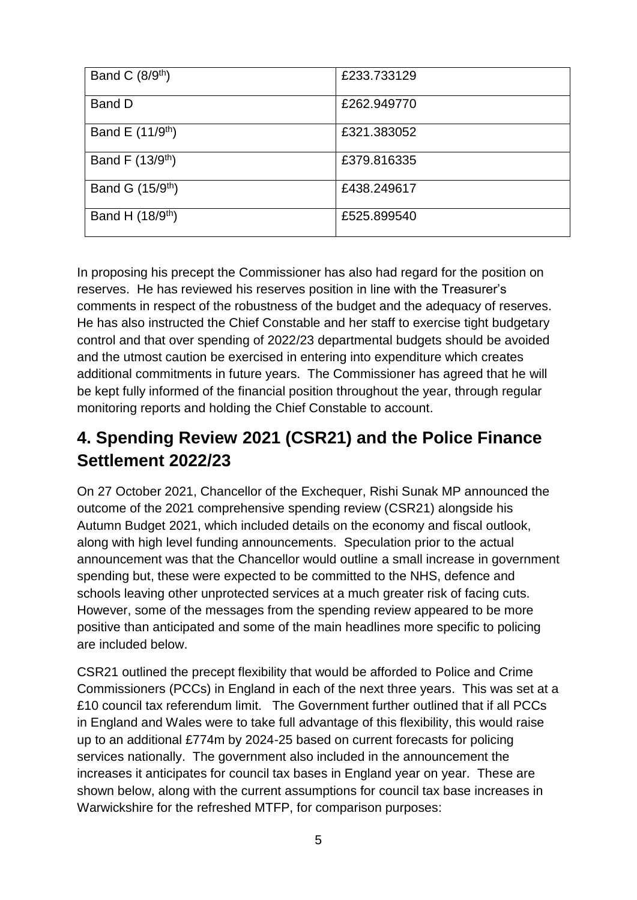| Band C (8/9th) | £233.733129 |
|---|---|
| Band D | £262.949770 |
| Band E (11/9th) | £321.383052 |
| Band F (13/9th) | £379.816335 |
| Band G (15/9th) | £438.249617 |
| Band H (18/9th) | £525.899540 |

In proposing his precept the Commissioner has also had regard for the position on reserves. He has reviewed his reserves position in line with the Treasurer's comments in respect of the robustness of the budget and the adequacy of reserves. He has also instructed the Chief Constable and her staff to exercise tight budgetary control and that over spending of 2022/23 departmental budgets should be avoided and the utmost caution be exercised in entering into expenditure which creates additional commitments in future years. The Commissioner has agreed that he will be kept fully informed of the financial position throughout the year, through regular monitoring reports and holding the Chief Constable to account.

## 4. Spending Review 2021 (CSR21) and the Police Finance Settlement 2022/23

On 27 October 2021, Chancellor of the Exchequer, Rishi Sunak MP announced the outcome of the 2021 comprehensive spending review (CSR21) alongside his Autumn Budget 2021, which included details on the economy and fiscal outlook, along with high level funding announcements. Speculation prior to the actual announcement was that the Chancellor would outline a small increase in government spending but, these were expected to be committed to the NHS, defence and schools leaving other unprotected services at a much greater risk of facing cuts. However, some of the messages from the spending review appeared to be more positive than anticipated and some of the main headlines more specific to policing are included below.

CSR21 outlined the precept flexibility that would be afforded to Police and Crime Commissioners (PCCs) in England in each of the next three years. This was set at a £10 council tax referendum limit. The Government further outlined that if all PCCs in England and Wales were to take full advantage of this flexibility, this would raise up to an additional £774m by 2024-25 based on current forecasts for policing services nationally. The government also included in the announcement the increases it anticipates for council tax bases in England year on year. These are shown below, along with the current assumptions for council tax base increases in Warwickshire for the refreshed MTFP, for comparison purposes: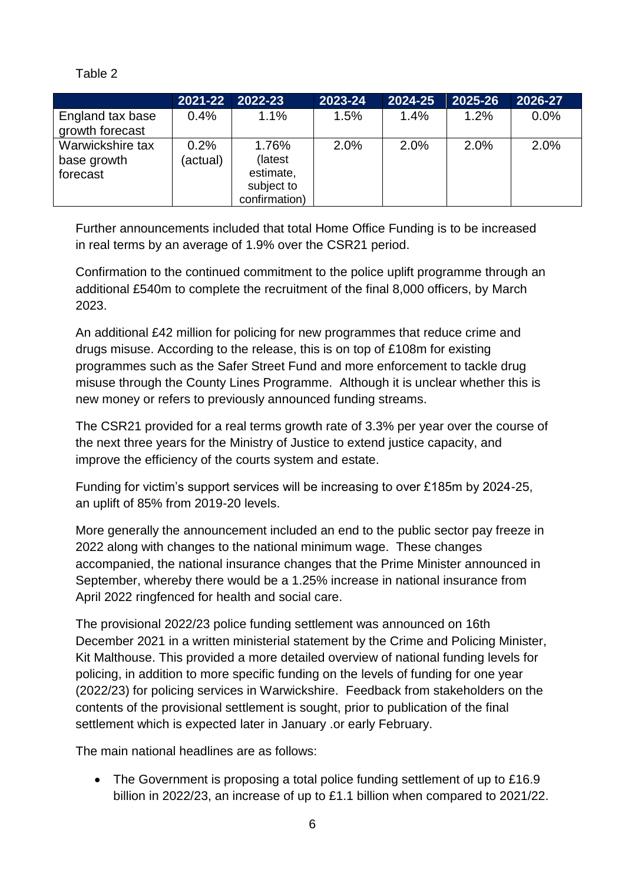Table 2

| | 2021-22 | 2022-23 | 2023-24 | 2024-25 | 2025-26 | 2026-27 |
|---|---|---|---|---|---|---|
| England tax base growth forecast | 0.4% | 1.1% | 1.5% | 1.4% | 1.2% | 0.0% |
| Warwickshire tax base growth forecast | 0.2% (actual) | 1.76% (latest estimate, subject to confirmation) | 2.0% | 2.0% | 2.0% | 2.0% |

Further announcements included that total Home Office Funding is to be increased in real terms by an average of 1.9% over the CSR21 period.

Confirmation to the continued commitment to the police uplift programme through an additional £540m to complete the recruitment of the final 8,000 officers, by March 2023.

An additional £42 million for policing for new programmes that reduce crime and drugs misuse. According to the release, this is on top of £108m for existing programmes such as the Safer Street Fund and more enforcement to tackle drug misuse through the County Lines Programme. Although it is unclear whether this is new money or refers to previously announced funding streams.

The CSR21 provided for a real terms growth rate of 3.3% per year over the course of the next three years for the Ministry of Justice to extend justice capacity, and improve the efficiency of the courts system and estate.

Funding for victim's support services will be increasing to over £185m by 2024-25, an uplift of 85% from 2019-20 levels.

More generally the announcement included an end to the public sector pay freeze in 2022 along with changes to the national minimum wage. These changes accompanied, the national insurance changes that the Prime Minister announced in September, whereby there would be a 1.25% increase in national insurance from April 2022 ringfenced for health and social care.

The provisional 2022/23 police funding settlement was announced on 16th December 2021 in a written ministerial statement by the Crime and Policing Minister, Kit Malthouse. This provided a more detailed overview of national funding levels for policing, in addition to more specific funding on the levels of funding for one year (2022/23) for policing services in Warwickshire. Feedback from stakeholders on the contents of the provisional settlement is sought, prior to publication of the final settlement which is expected later in January .or early February.

The main national headlines are as follows:

- The Government is proposing a total police funding settlement of up to £16.9 billion in 2022/23, an increase of up to £1.1 billion when compared to 2021/22.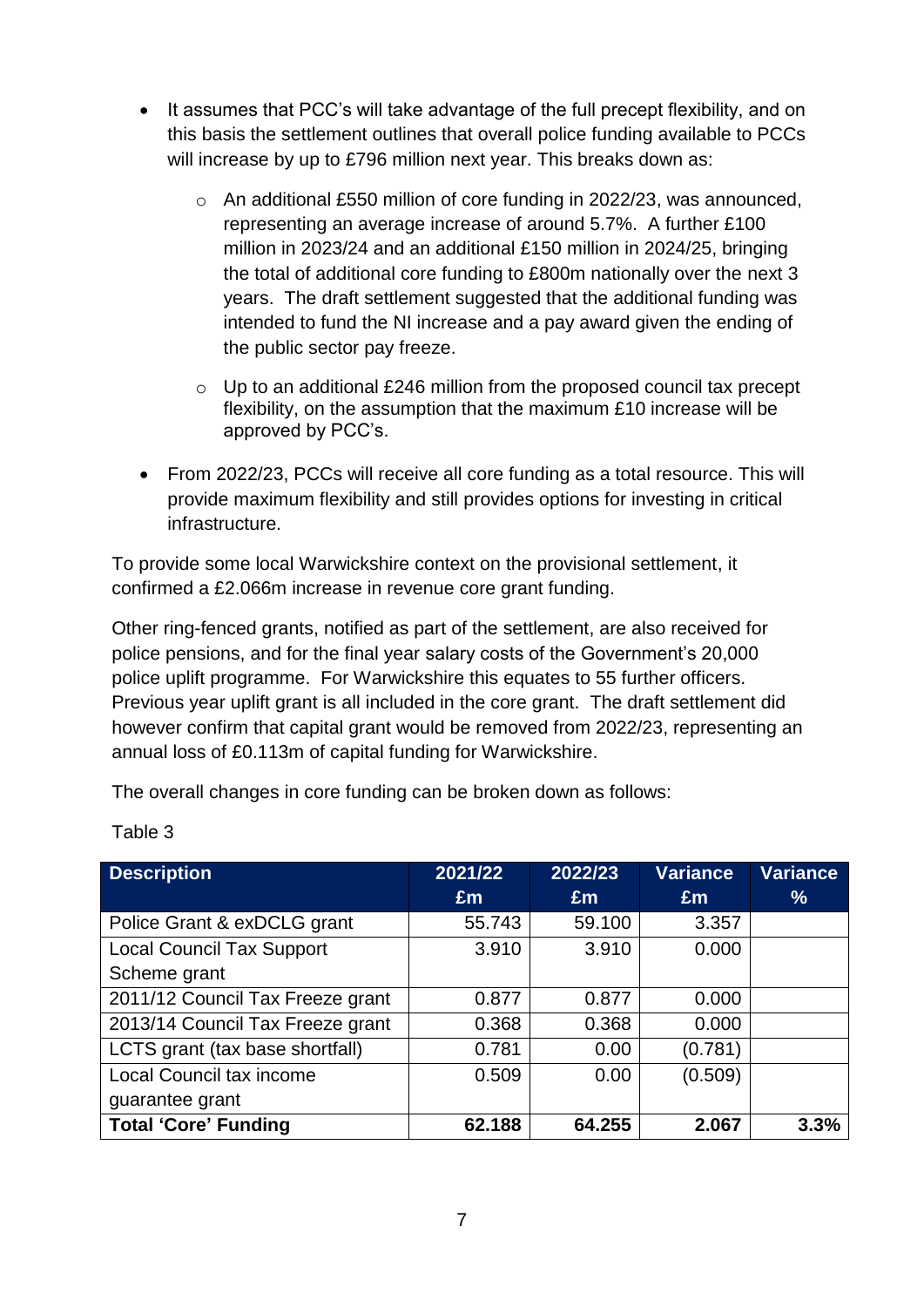- It assumes that PCC's will take advantage of the full precept flexibility, and on this basis the settlement outlines that overall police funding available to PCCs will increase by up to £796 million next year. This breaks down as:
    - An additional £550 million of core funding in 2022/23, was announced, representing an average increase of around 5.7%. A further £100 million in 2023/24 and an additional £150 million in 2024/25, bringing the total of additional core funding to £800m nationally over the next 3 years. The draft settlement suggested that the additional funding was intended to fund the NI increase and a pay award given the ending of the public sector pay freeze.
    - Up to an additional £246 million from the proposed council tax precept flexibility, on the assumption that the maximum £10 increase will be approved by PCC's.
- From 2022/23, PCCs will receive all core funding as a total resource. This will provide maximum flexibility and still provides options for investing in critical infrastructure.

To provide some local Warwickshire context on the provisional settlement, it confirmed a £2.066m increase in revenue core grant funding.

Other ring-fenced grants, notified as part of the settlement, are also received for police pensions, and for the final year salary costs of the Government's 20,000 police uplift programme. For Warwickshire this equates to 55 further officers. Previous year uplift grant is all included in the core grant. The draft settlement did however confirm that capital grant would be removed from 2022/23, representing an annual loss of £0.113m of capital funding for Warwickshire.

The overall changes in core funding can be broken down as follows:

Table 3

| Description | 2021/22 £m | 2022/23 £m | Variance £m | Variance % |
|---|---|---|---|---|
| Police Grant & exDCLG grant | 55.743 | 59.100 | 3.357 | |
| Local Council Tax Support Scheme grant | 3.910 | 3.910 | 0.000 | |
| 2011/12 Council Tax Freeze grant | 0.877 | 0.877 | 0.000 | |
| 2013/14 Council Tax Freeze grant | 0.368 | 0.368 | 0.000 | |
| LCTS grant (tax base shortfall) | 0.781 | 0.00 | (0.781) | |
| Local Council tax income guarantee grant | 0.509 | 0.00 | (0.509) | |
| **Total 'Core' Funding** | **62.188** | **64.255** | **2.067** | **3.3%** |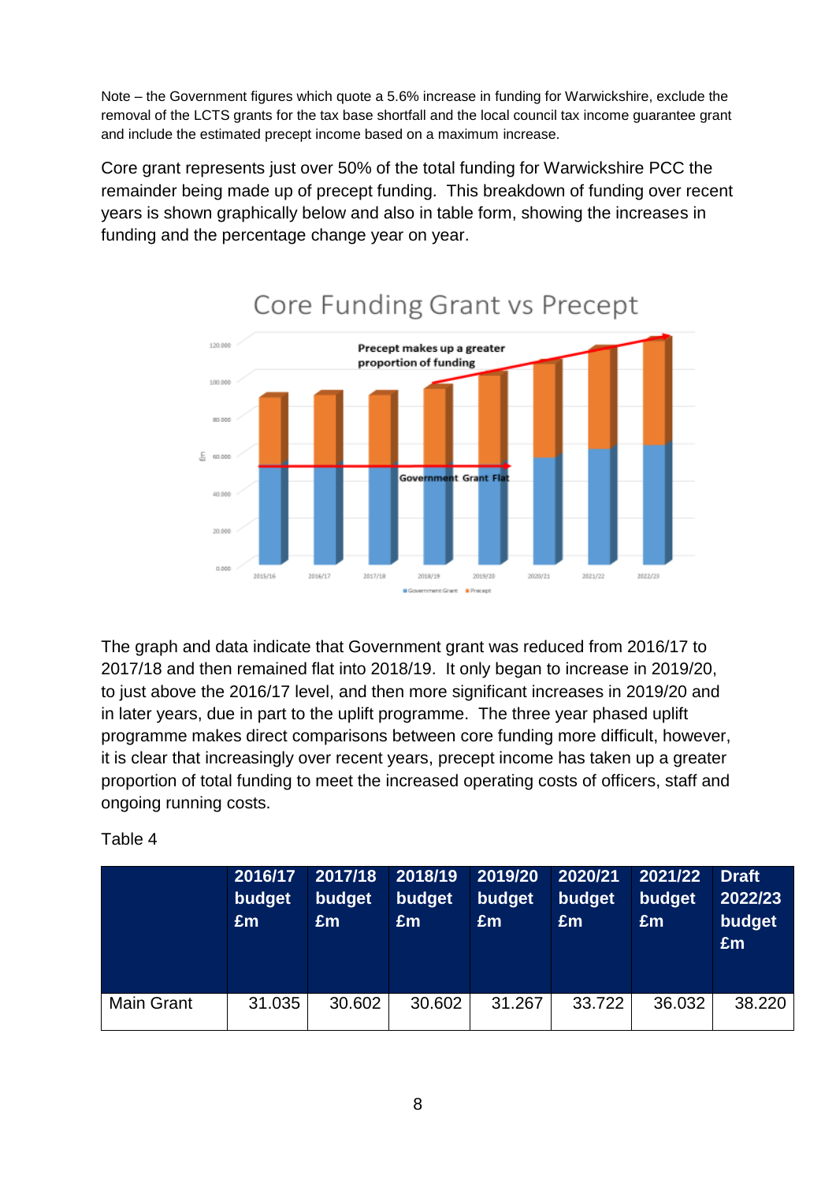Note – the Government figures which quote a 5.6% increase in funding for Warwickshire, exclude the removal of the LCTS grants for the tax base shortfall and the local council tax income guarantee grant and include the estimated precept income based on a maximum increase.

Core grant represents just over 50% of the total funding for Warwickshire PCC the remainder being made up of precept funding. This breakdown of funding over recent years is shown graphically below and also in table form, showing the increases in funding and the percentage change year on year.

The graph and data indicate that Government grant was reduced from 2016/17 to 2017/18 and then remained flat into 2018/19. It only began to increase in 2019/20, to just above the 2016/17 level, and then more significant increases in 2019/20 and in later years, due in part to the uplift programme. The three year phased uplift programme makes direct comparisons between core funding more difficult, however, it is clear that increasingly over recent years, precept income has taken up a greater proportion of total funding to meet the increased operating costs of officers, staff and ongoing running costs.

Table 4

| | 2016/17 budget £m | 2017/18 budget £m | 2018/19 budget £m | 2019/20 budget £m | 2020/21 budget £m | 2021/22 budget £m | Draft 2022/23 budget £m |
|---|---|---|---|---|---|---|---|
| Main Grant | 31.035 | 30.602 | 30.602 | 31.267 | 33.722 | 36.032 | 38.220 |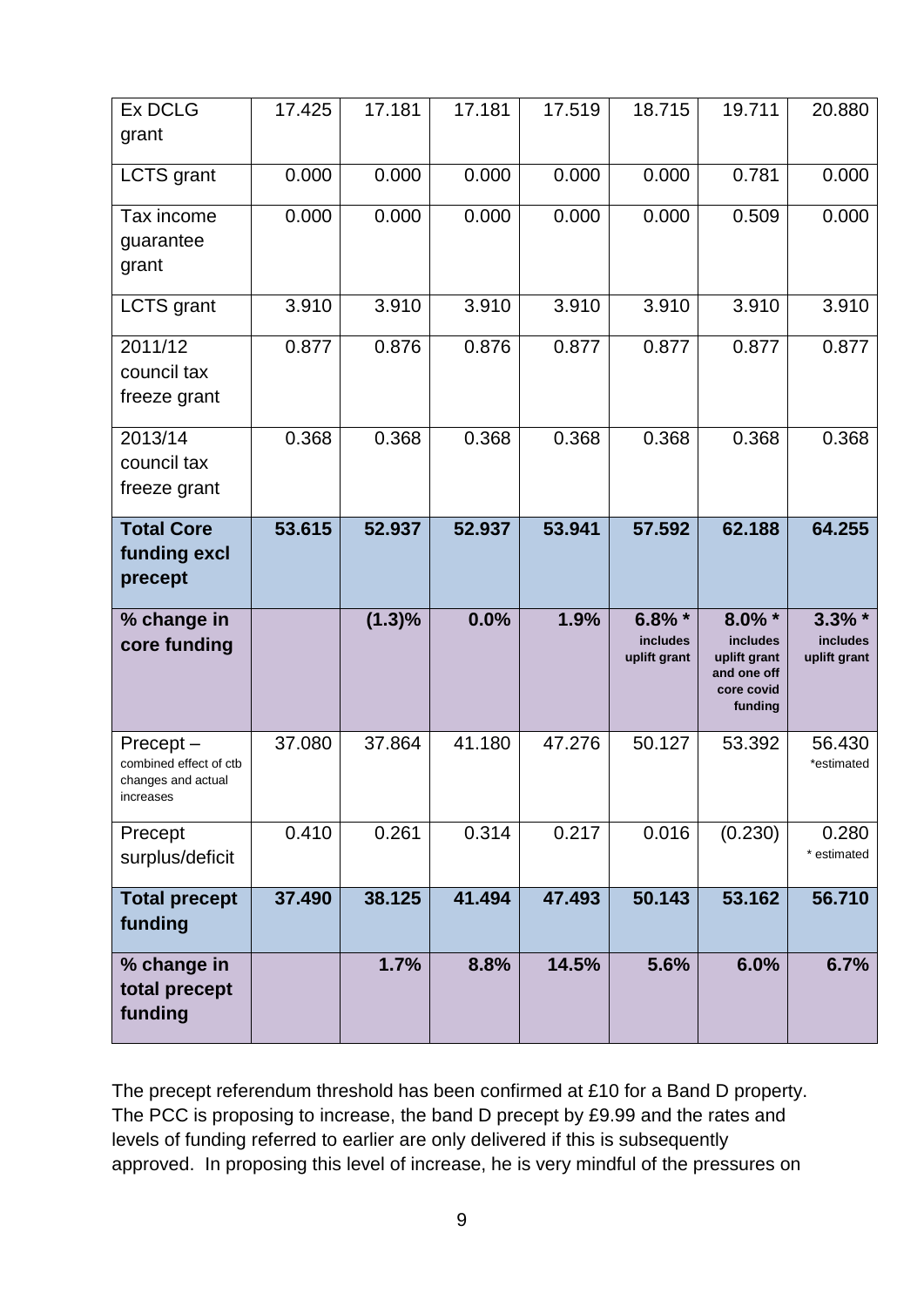| | | | | | | | |
|---|---|---|---|---|---|---|---|
| Ex DCLG grant | 17.425 | 17.181 | 17.181 | 17.519 | 18.715 | 19.711 | 20.880 |
| LCTS grant | 0.000 | 0.000 | 0.000 | 0.000 | 0.000 | 0.781 | 0.000 |
| Tax income guarantee grant | 0.000 | 0.000 | 0.000 | 0.000 | 0.000 | 0.509 | 0.000 |
| LCTS grant | 3.910 | 3.910 | 3.910 | 3.910 | 3.910 | 3.910 | 3.910 |
| 2011/12 council tax freeze grant | 0.877 | 0.876 | 0.876 | 0.877 | 0.877 | 0.877 | 0.877 |
| 2013/14 council tax freeze grant | 0.368 | 0.368 | 0.368 | 0.368 | 0.368 | 0.368 | 0.368 |
| **Total Core funding excl precept** | **53.615** | **52.937** | **52.937** | **53.941** | **57.592** | **62.188** | **64.255** |
| **% change in core funding** | | **(1.3)%** | **0.0%** | **1.9%** | **6.8% *** includes uplift grant | **8.0% *** includes uplift grant and one off core covid funding | **3.3% *** includes uplift grant |
| Precept – combined effect of ctb changes and actual increases | 37.080 | 37.864 | 41.180 | 47.276 | 50.127 | 53.392 | 56.430 *estimated |
| Precept surplus/deficit | 0.410 | 0.261 | 0.314 | 0.217 | 0.016 | (0.230) | 0.280 * estimated |
| **Total precept funding** | **37.490** | **38.125** | **41.494** | **47.493** | **50.143** | **53.162** | **56.710** |
| **% change in total precept funding** | | **1.7%** | **8.8%** | **14.5%** | **5.6%** | **6.0%** | **6.7%** |

The precept referendum threshold has been confirmed at £10 for a Band D property. The PCC is proposing to increase, the band D precept by £9.99 and the rates and levels of funding referred to earlier are only delivered if this is subsequently approved. In proposing this level of increase, he is very mindful of the pressures on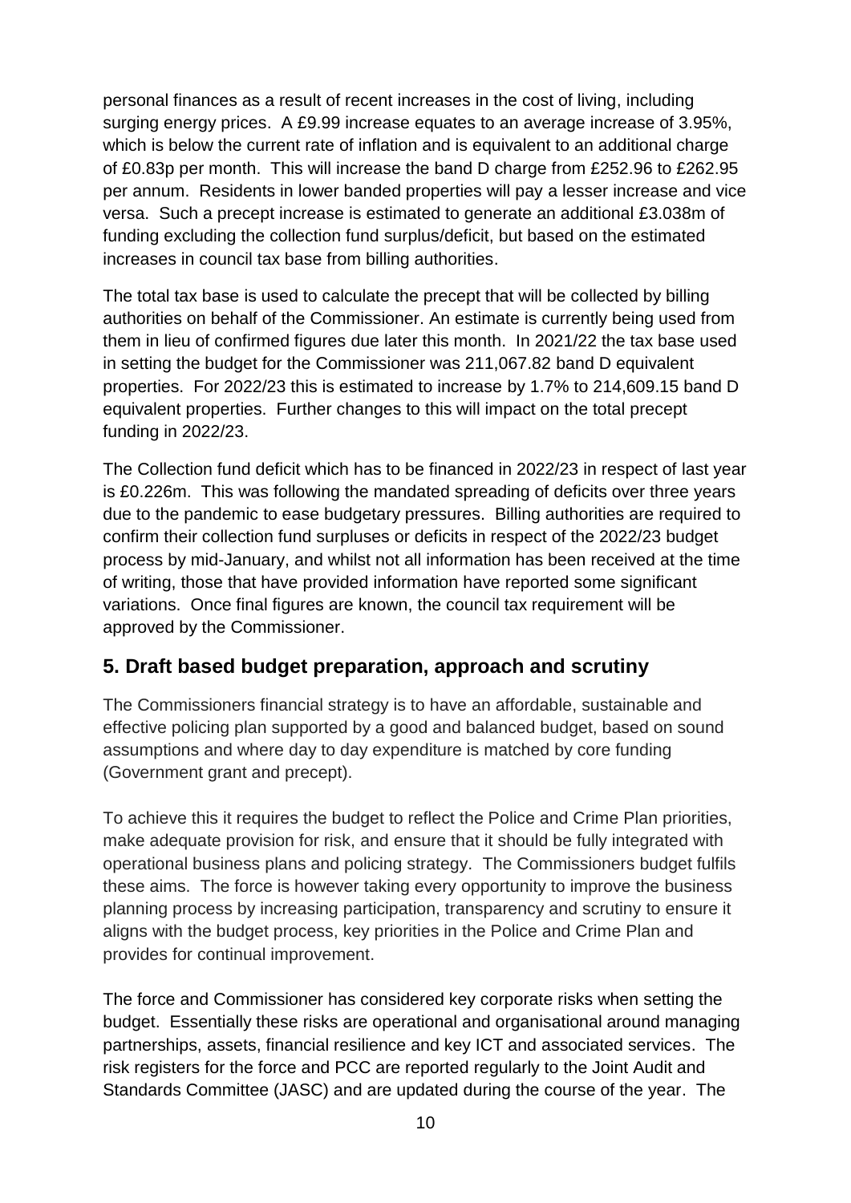personal finances as a result of recent increases in the cost of living, including surging energy prices. A £9.99 increase equates to an average increase of 3.95%, which is below the current rate of inflation and is equivalent to an additional charge of £0.83p per month. This will increase the band D charge from £252.96 to £262.95 per annum. Residents in lower banded properties will pay a lesser increase and vice versa. Such a precept increase is estimated to generate an additional £3.038m of funding excluding the collection fund surplus/deficit, but based on the estimated increases in council tax base from billing authorities.

The total tax base is used to calculate the precept that will be collected by billing authorities on behalf of the Commissioner. An estimate is currently being used from them in lieu of confirmed figures due later this month. In 2021/22 the tax base used in setting the budget for the Commissioner was 211,067.82 band D equivalent properties. For 2022/23 this is estimated to increase by 1.7% to 214,609.15 band D equivalent properties. Further changes to this will impact on the total precept funding in 2022/23.

The Collection fund deficit which has to be financed in 2022/23 in respect of last year is £0.226m. This was following the mandated spreading of deficits over three years due to the pandemic to ease budgetary pressures. Billing authorities are required to confirm their collection fund surpluses or deficits in respect of the 2022/23 budget process by mid-January, and whilst not all information has been received at the time of writing, those that have provided information have reported some significant variations. Once final figures are known, the council tax requirement will be approved by the Commissioner.

## 5. Draft based budget preparation, approach and scrutiny

The Commissioners financial strategy is to have an affordable, sustainable and effective policing plan supported by a good and balanced budget, based on sound assumptions and where day to day expenditure is matched by core funding (Government grant and precept).

To achieve this it requires the budget to reflect the Police and Crime Plan priorities, make adequate provision for risk, and ensure that it should be fully integrated with operational business plans and policing strategy. The Commissioners budget fulfils these aims. The force is however taking every opportunity to improve the business planning process by increasing participation, transparency and scrutiny to ensure it aligns with the budget process, key priorities in the Police and Crime Plan and provides for continual improvement.

The force and Commissioner has considered key corporate risks when setting the budget. Essentially these risks are operational and organisational around managing partnerships, assets, financial resilience and key ICT and associated services. The risk registers for the force and PCC are reported regularly to the Joint Audit and Standards Committee (JASC) and are updated during the course of the year. The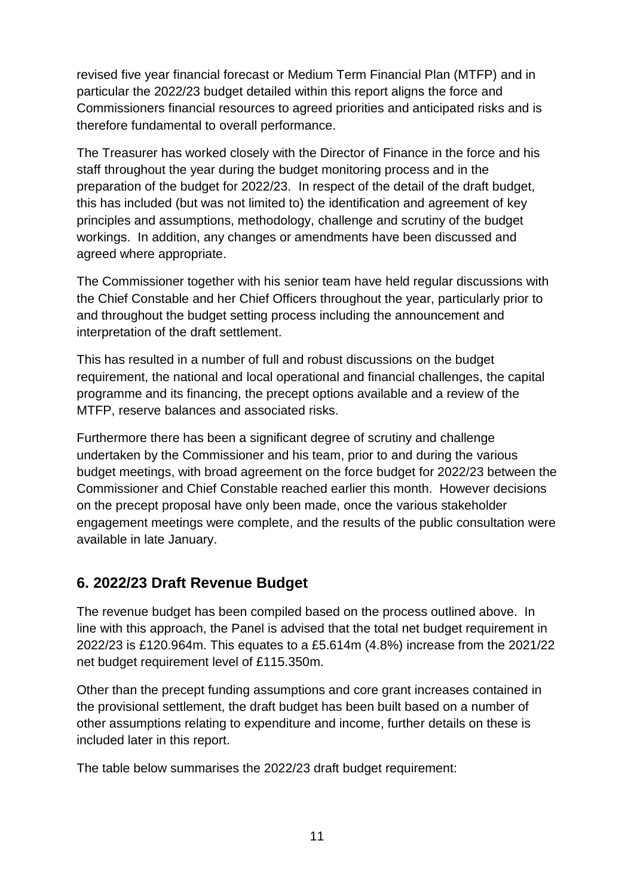revised five year financial forecast or Medium Term Financial Plan (MTFP) and in particular the 2022/23 budget detailed within this report aligns the force and Commissioners financial resources to agreed priorities and anticipated risks and is therefore fundamental to overall performance.

The Treasurer has worked closely with the Director of Finance in the force and his staff throughout the year during the budget monitoring process and in the preparation of the budget for 2022/23. In respect of the detail of the draft budget, this has included (but was not limited to) the identification and agreement of key principles and assumptions, methodology, challenge and scrutiny of the budget workings. In addition, any changes or amendments have been discussed and agreed where appropriate.

The Commissioner together with his senior team have held regular discussions with the Chief Constable and her Chief Officers throughout the year, particularly prior to and throughout the budget setting process including the announcement and interpretation of the draft settlement.

This has resulted in a number of full and robust discussions on the budget requirement, the national and local operational and financial challenges, the capital programme and its financing, the precept options available and a review of the MTFP, reserve balances and associated risks.

Furthermore there has been a significant degree of scrutiny and challenge undertaken by the Commissioner and his team, prior to and during the various budget meetings, with broad agreement on the force budget for 2022/23 between the Commissioner and Chief Constable reached earlier this month. However decisions on the precept proposal have only been made, once the various stakeholder engagement meetings were complete, and the results of the public consultation were available in late January.

## 6. 2022/23 Draft Revenue Budget

The revenue budget has been compiled based on the process outlined above. In line with this approach, the Panel is advised that the total net budget requirement in 2022/23 is £120.964m. This equates to a £5.614m (4.8%) increase from the 2021/22 net budget requirement level of £115.350m.

Other than the precept funding assumptions and core grant increases contained in the provisional settlement, the draft budget has been built based on a number of other assumptions relating to expenditure and income, further details on these is included later in this report.

The table below summarises the 2022/23 draft budget requirement: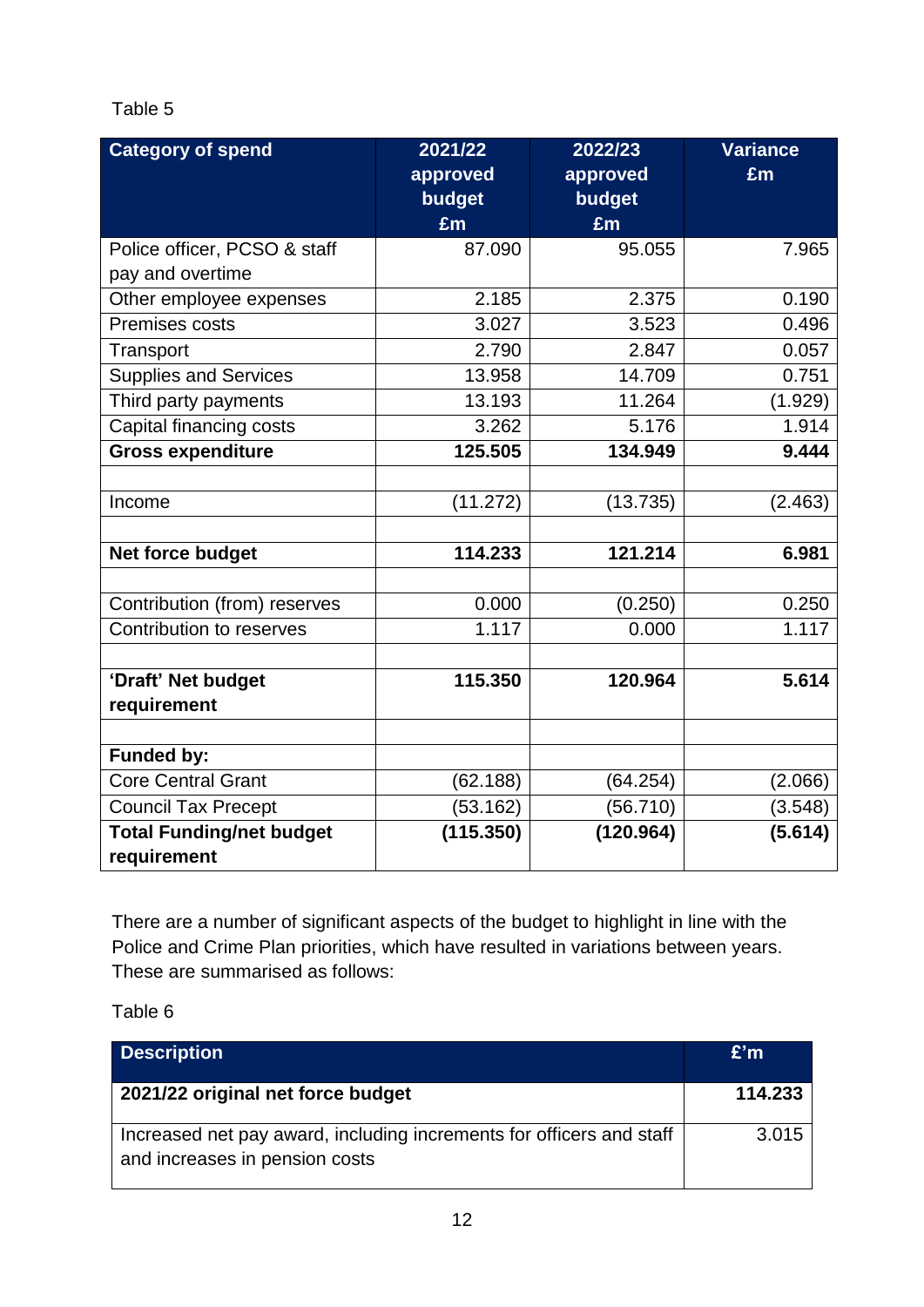Table 5

| Category of spend | 2021/22 approved budget £m | 2022/23 approved budget £m | Variance £m |
|---|---|---|---|
| Police officer, PCSO & staff pay and overtime | 87.090 | 95.055 | 7.965 |
| Other employee expenses | 2.185 | 2.375 | 0.190 |
| Premises costs | 3.027 | 3.523 | 0.496 |
| Transport | 2.790 | 2.847 | 0.057 |
| Supplies and Services | 13.958 | 14.709 | 0.751 |
| Third party payments | 13.193 | 11.264 | (1.929) |
| Capital financing costs | 3.262 | 5.176 | 1.914 |
| **Gross expenditure** | **125.505** | **134.949** | **9.444** |
| | | | |
| Income | (11.272) | (13.735) | (2.463) |
| | | | |
| **Net force budget** | **114.233** | **121.214** | **6.981** |
| | | | |
| Contribution (from) reserves | 0.000 | (0.250) | 0.250 |
| Contribution to reserves | 1.117 | 0.000 | 1.117 |
| | | | |
| **'Draft' Net budget requirement** | **115.350** | **120.964** | **5.614** |
| | | | |
| **Funded by:** | | | |
| Core Central Grant | (62.188) | (64.254) | (2.066) |
| Council Tax Precept | (53.162) | (56.710) | (3.548) |
| **Total Funding/net budget requirement** | **(115.350)** | **(120.964)** | **(5.614)** |

There are a number of significant aspects of the budget to highlight in line with the Police and Crime Plan priorities, which have resulted in variations between years. These are summarised as follows:

Table 6

| Description | £'m |
|---|---|
| **2021/22 original net force budget** | **114.233** |
| Increased net pay award, including increments for officers and staff and increases in pension costs | 3.015 |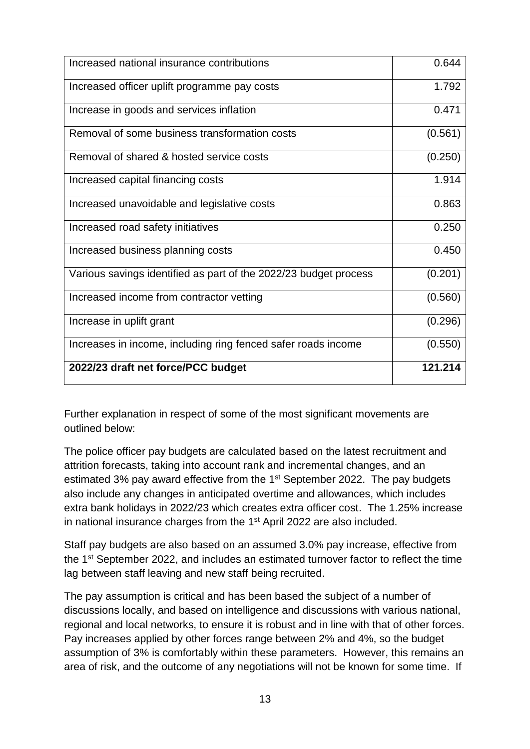| Increased national insurance contributions | 0.644 |
|---|---|
| Increased officer uplift programme pay costs | 1.792 |
| Increase in goods and services inflation | 0.471 |
| Removal of some business transformation costs | (0.561) |
| Removal of shared & hosted service costs | (0.250) |
| Increased capital financing costs | 1.914 |
| Increased unavoidable and legislative costs | 0.863 |
| Increased road safety initiatives | 0.250 |
| Increased business planning costs | 0.450 |
| Various savings identified as part of the 2022/23 budget process | (0.201) |
| Increased income from contractor vetting | (0.560) |
| Increase in uplift grant | (0.296) |
| Increases in income, including ring fenced safer roads income | (0.550) |
| **2022/23 draft net force/PCC budget** | **121.214** |

Further explanation in respect of some of the most significant movements are outlined below:

The police officer pay budgets are calculated based on the latest recruitment and attrition forecasts, taking into account rank and incremental changes, and an estimated 3% pay award effective from the 1st September 2022. The pay budgets also include any changes in anticipated overtime and allowances, which includes extra bank holidays in 2022/23 which creates extra officer cost. The 1.25% increase in national insurance charges from the 1st April 2022 are also included.

Staff pay budgets are also based on an assumed 3.0% pay increase, effective from the 1st September 2022, and includes an estimated turnover factor to reflect the time lag between staff leaving and new staff being recruited.

The pay assumption is critical and has been based the subject of a number of discussions locally, and based on intelligence and discussions with various national, regional and local networks, to ensure it is robust and in line with that of other forces. Pay increases applied by other forces range between 2% and 4%, so the budget assumption of 3% is comfortably within these parameters. However, this remains an area of risk, and the outcome of any negotiations will not be known for some time. If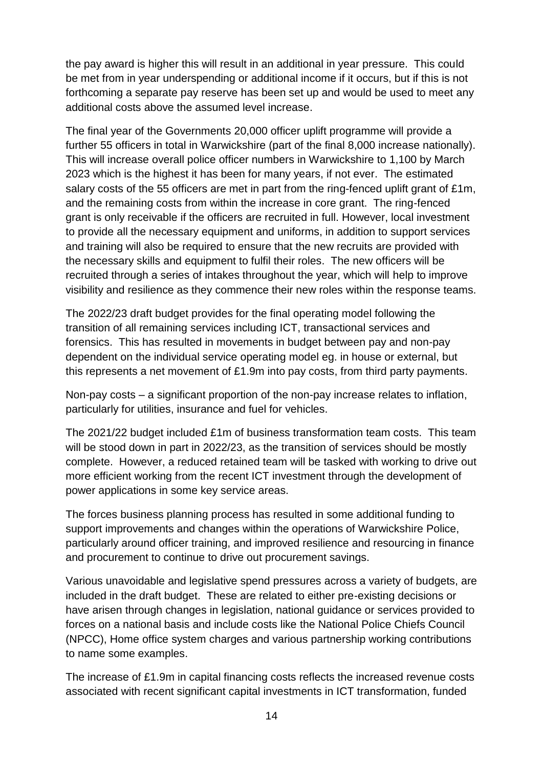the pay award is higher this will result in an additional in year pressure. This could be met from in year underspending or additional income if it occurs, but if this is not forthcoming a separate pay reserve has been set up and would be used to meet any additional costs above the assumed level increase.

The final year of the Governments 20,000 officer uplift programme will provide a further 55 officers in total in Warwickshire (part of the final 8,000 increase nationally). This will increase overall police officer numbers in Warwickshire to 1,100 by March 2023 which is the highest it has been for many years, if not ever. The estimated salary costs of the 55 officers are met in part from the ring-fenced uplift grant of £1m, and the remaining costs from within the increase in core grant. The ring-fenced grant is only receivable if the officers are recruited in full. However, local investment to provide all the necessary equipment and uniforms, in addition to support services and training will also be required to ensure that the new recruits are provided with the necessary skills and equipment to fulfil their roles. The new officers will be recruited through a series of intakes throughout the year, which will help to improve visibility and resilience as they commence their new roles within the response teams.

The 2022/23 draft budget provides for the final operating model following the transition of all remaining services including ICT, transactional services and forensics. This has resulted in movements in budget between pay and non-pay dependent on the individual service operating model eg. in house or external, but this represents a net movement of £1.9m into pay costs, from third party payments.

Non-pay costs – a significant proportion of the non-pay increase relates to inflation, particularly for utilities, insurance and fuel for vehicles.

The 2021/22 budget included £1m of business transformation team costs. This team will be stood down in part in 2022/23, as the transition of services should be mostly complete. However, a reduced retained team will be tasked with working to drive out more efficient working from the recent ICT investment through the development of power applications in some key service areas.

The forces business planning process has resulted in some additional funding to support improvements and changes within the operations of Warwickshire Police, particularly around officer training, and improved resilience and resourcing in finance and procurement to continue to drive out procurement savings.

Various unavoidable and legislative spend pressures across a variety of budgets, are included in the draft budget. These are related to either pre-existing decisions or have arisen through changes in legislation, national guidance or services provided to forces on a national basis and include costs like the National Police Chiefs Council (NPCC), Home office system charges and various partnership working contributions to name some examples.

The increase of £1.9m in capital financing costs reflects the increased revenue costs associated with recent significant capital investments in ICT transformation, funded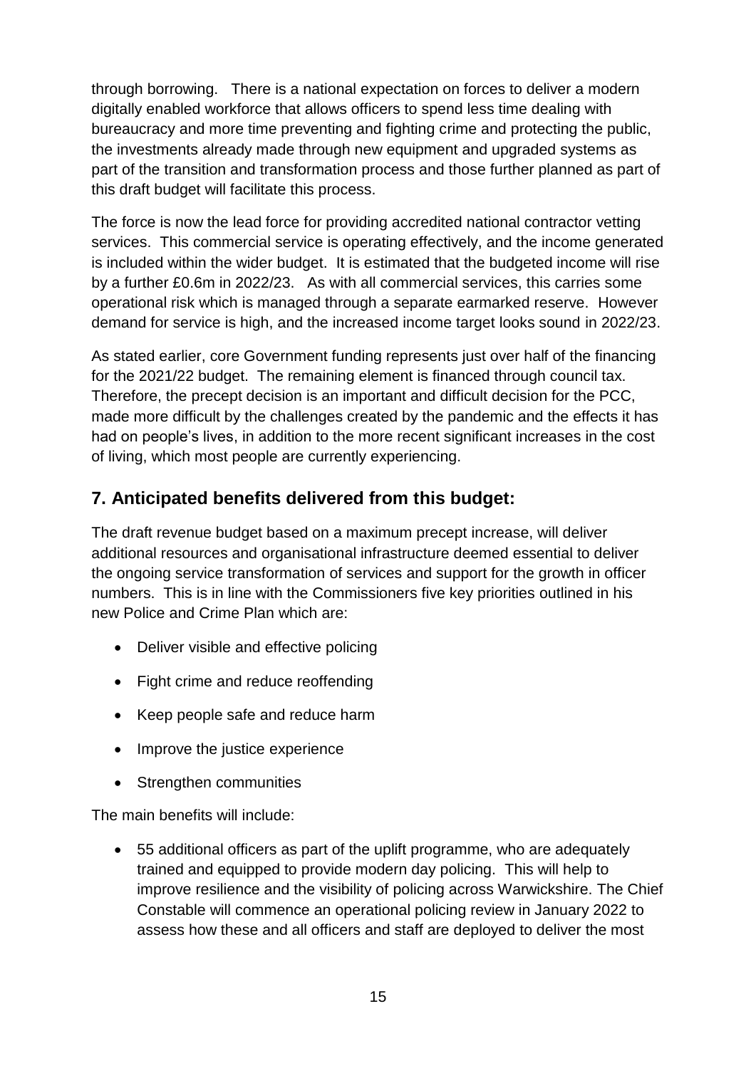through borrowing. There is a national expectation on forces to deliver a modern digitally enabled workforce that allows officers to spend less time dealing with bureaucracy and more time preventing and fighting crime and protecting the public, the investments already made through new equipment and upgraded systems as part of the transition and transformation process and those further planned as part of this draft budget will facilitate this process.

The force is now the lead force for providing accredited national contractor vetting services. This commercial service is operating effectively, and the income generated is included within the wider budget. It is estimated that the budgeted income will rise by a further £0.6m in 2022/23. As with all commercial services, this carries some operational risk which is managed through a separate earmarked reserve. However demand for service is high, and the increased income target looks sound in 2022/23.

As stated earlier, core Government funding represents just over half of the financing for the 2021/22 budget. The remaining element is financed through council tax. Therefore, the precept decision is an important and difficult decision for the PCC, made more difficult by the challenges created by the pandemic and the effects it has had on people's lives, in addition to the more recent significant increases in the cost of living, which most people are currently experiencing.

## 7. Anticipated benefits delivered from this budget:

The draft revenue budget based on a maximum precept increase, will deliver additional resources and organisational infrastructure deemed essential to deliver the ongoing service transformation of services and support for the growth in officer numbers. This is in line with the Commissioners five key priorities outlined in his new Police and Crime Plan which are:

- Deliver visible and effective policing
- Fight crime and reduce reoffending
- Keep people safe and reduce harm
- Improve the justice experience
- Strengthen communities

The main benefits will include:

- 55 additional officers as part of the uplift programme, who are adequately trained and equipped to provide modern day policing. This will help to improve resilience and the visibility of policing across Warwickshire. The Chief Constable will commence an operational policing review in January 2022 to assess how these and all officers and staff are deployed to deliver the most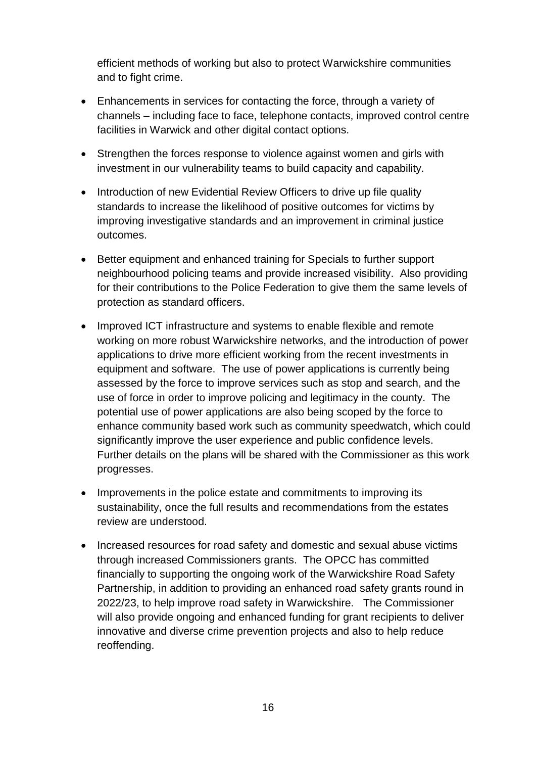efficient methods of working but also to protect Warwickshire communities and to fight crime.

- Enhancements in services for contacting the force, through a variety of channels – including face to face, telephone contacts, improved control centre facilities in Warwick and other digital contact options.
- Strengthen the forces response to violence against women and girls with investment in our vulnerability teams to build capacity and capability.
- Introduction of new Evidential Review Officers to drive up file quality standards to increase the likelihood of positive outcomes for victims by improving investigative standards and an improvement in criminal justice outcomes.
- Better equipment and enhanced training for Specials to further support neighbourhood policing teams and provide increased visibility. Also providing for their contributions to the Police Federation to give them the same levels of protection as standard officers.
- Improved ICT infrastructure and systems to enable flexible and remote working on more robust Warwickshire networks, and the introduction of power applications to drive more efficient working from the recent investments in equipment and software. The use of power applications is currently being assessed by the force to improve services such as stop and search, and the use of force in order to improve policing and legitimacy in the county. The potential use of power applications are also being scoped by the force to enhance community based work such as community speedwatch, which could significantly improve the user experience and public confidence levels. Further details on the plans will be shared with the Commissioner as this work progresses.
- Improvements in the police estate and commitments to improving its sustainability, once the full results and recommendations from the estates review are understood.
- Increased resources for road safety and domestic and sexual abuse victims through increased Commissioners grants. The OPCC has committed financially to supporting the ongoing work of the Warwickshire Road Safety Partnership, in addition to providing an enhanced road safety grants round in 2022/23, to help improve road safety in Warwickshire. The Commissioner will also provide ongoing and enhanced funding for grant recipients to deliver innovative and diverse crime prevention projects and also to help reduce reoffending.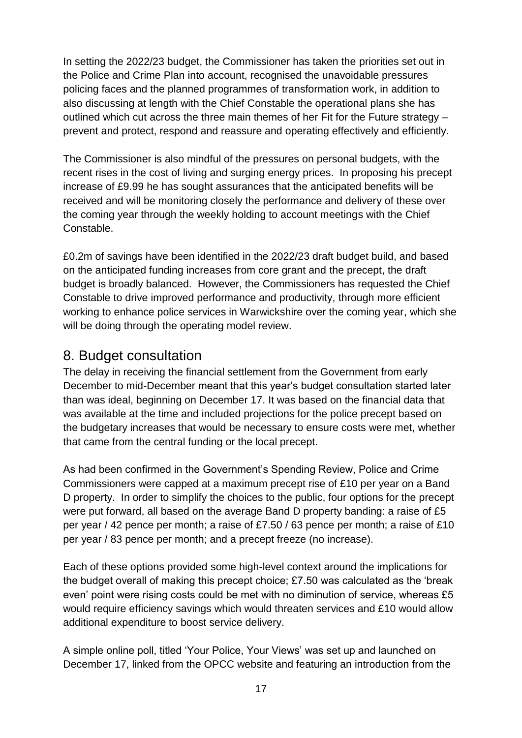In setting the 2022/23 budget, the Commissioner has taken the priorities set out in the Police and Crime Plan into account, recognised the unavoidable pressures policing faces and the planned programmes of transformation work, in addition to also discussing at length with the Chief Constable the operational plans she has outlined which cut across the three main themes of her Fit for the Future strategy – prevent and protect, respond and reassure and operating effectively and efficiently.

The Commissioner is also mindful of the pressures on personal budgets, with the recent rises in the cost of living and surging energy prices. In proposing his precept increase of £9.99 he has sought assurances that the anticipated benefits will be received and will be monitoring closely the performance and delivery of these over the coming year through the weekly holding to account meetings with the Chief Constable.

£0.2m of savings have been identified in the 2022/23 draft budget build, and based on the anticipated funding increases from core grant and the precept, the draft budget is broadly balanced. However, the Commissioners has requested the Chief Constable to drive improved performance and productivity, through more efficient working to enhance police services in Warwickshire over the coming year, which she will be doing through the operating model review.

## 8. Budget consultation

The delay in receiving the financial settlement from the Government from early December to mid-December meant that this year's budget consultation started later than was ideal, beginning on December 17. It was based on the financial data that was available at the time and included projections for the police precept based on the budgetary increases that would be necessary to ensure costs were met, whether that came from the central funding or the local precept.

As had been confirmed in the Government's Spending Review, Police and Crime Commissioners were capped at a maximum precept rise of £10 per year on a Band D property. In order to simplify the choices to the public, four options for the precept were put forward, all based on the average Band D property banding: a raise of £5 per year / 42 pence per month; a raise of £7.50 / 63 pence per month; a raise of £10 per year / 83 pence per month; and a precept freeze (no increase).

Each of these options provided some high-level context around the implications for the budget overall of making this precept choice; £7.50 was calculated as the 'break even' point were rising costs could be met with no diminution of service, whereas £5 would require efficiency savings which would threaten services and £10 would allow additional expenditure to boost service delivery.

A simple online poll, titled 'Your Police, Your Views' was set up and launched on December 17, linked from the OPCC website and featuring an introduction from the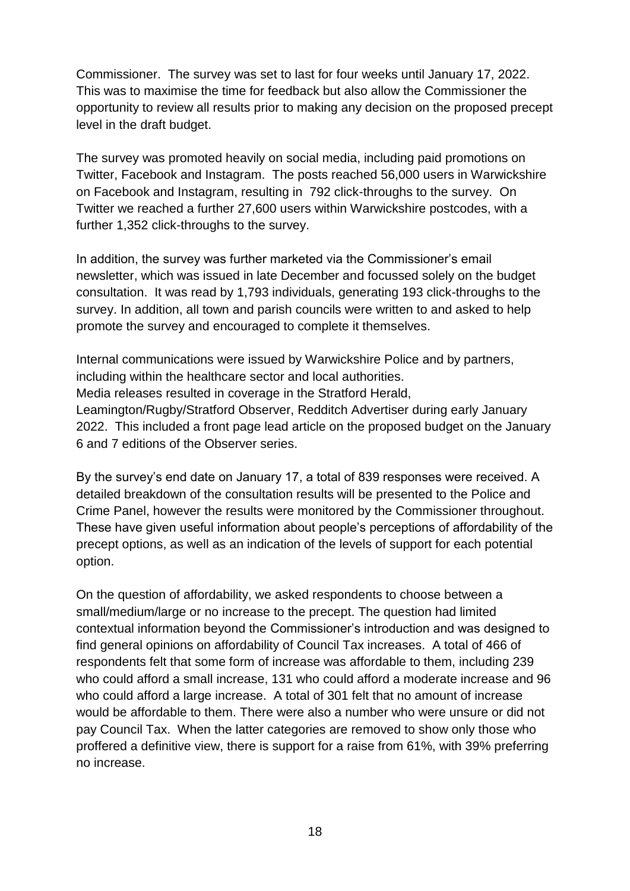Commissioner. The survey was set to last for four weeks until January 17, 2022. This was to maximise the time for feedback but also allow the Commissioner the opportunity to review all results prior to making any decision on the proposed precept level in the draft budget.

The survey was promoted heavily on social media, including paid promotions on Twitter, Facebook and Instagram. The posts reached 56,000 users in Warwickshire on Facebook and Instagram, resulting in 792 click-throughs to the survey. On Twitter we reached a further 27,600 users within Warwickshire postcodes, with a further 1,352 click-throughs to the survey.

In addition, the survey was further marketed via the Commissioner's email newsletter, which was issued in late December and focussed solely on the budget consultation. It was read by 1,793 individuals, generating 193 click-throughs to the survey. In addition, all town and parish councils were written to and asked to help promote the survey and encouraged to complete it themselves.

Internal communications were issued by Warwickshire Police and by partners, including within the healthcare sector and local authorities.
Media releases resulted in coverage in the Stratford Herald, Leamington/Rugby/Stratford Observer, Redditch Advertiser during early January 2022. This included a front page lead article on the proposed budget on the January 6 and 7 editions of the Observer series.

By the survey's end date on January 17, a total of 839 responses were received. A detailed breakdown of the consultation results will be presented to the Police and Crime Panel, however the results were monitored by the Commissioner throughout. These have given useful information about people's perceptions of affordability of the precept options, as well as an indication of the levels of support for each potential option.

On the question of affordability, we asked respondents to choose between a small/medium/large or no increase to the precept. The question had limited contextual information beyond the Commissioner's introduction and was designed to find general opinions on affordability of Council Tax increases. A total of 466 of respondents felt that some form of increase was affordable to them, including 239 who could afford a small increase, 131 who could afford a moderate increase and 96 who could afford a large increase. A total of 301 felt that no amount of increase would be affordable to them. There were also a number who were unsure or did not pay Council Tax. When the latter categories are removed to show only those who proffered a definitive view, there is support for a raise from 61%, with 39% preferring no increase.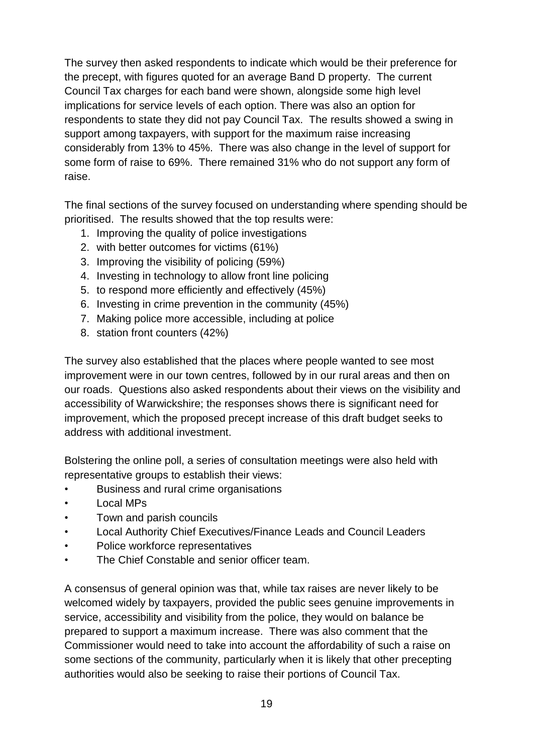The survey then asked respondents to indicate which would be their preference for the precept, with figures quoted for an average Band D property. The current Council Tax charges for each band were shown, alongside some high level implications for service levels of each option. There was also an option for respondents to state they did not pay Council Tax. The results showed a swing in support among taxpayers, with support for the maximum raise increasing considerably from 13% to 45%. There was also change in the level of support for some form of raise to 69%. There remained 31% who do not support any form of raise.

The final sections of the survey focused on understanding where spending should be prioritised. The results showed that the top results were:

1. Improving the quality of police investigations
2. with better outcomes for victims (61%)
3. Improving the visibility of policing (59%)
4. Investing in technology to allow front line policing
5. to respond more efficiently and effectively (45%)
6. Investing in crime prevention in the community (45%)
7. Making police more accessible, including at police
8. station front counters (42%)

The survey also established that the places where people wanted to see most improvement were in our town centres, followed by in our rural areas and then on our roads. Questions also asked respondents about their views on the visibility and accessibility of Warwickshire; the responses shows there is significant need for improvement, which the proposed precept increase of this draft budget seeks to address with additional investment.

Bolstering the online poll, a series of consultation meetings were also held with representative groups to establish their views:

- Business and rural crime organisations
- Local MPs
- Town and parish councils
- Local Authority Chief Executives/Finance Leads and Council Leaders
- Police workforce representatives
- The Chief Constable and senior officer team.

A consensus of general opinion was that, while tax raises are never likely to be welcomed widely by taxpayers, provided the public sees genuine improvements in service, accessibility and visibility from the police, they would on balance be prepared to support a maximum increase. There was also comment that the Commissioner would need to take into account the affordability of such a raise on some sections of the community, particularly when it is likely that other precepting authorities would also be seeking to raise their portions of Council Tax.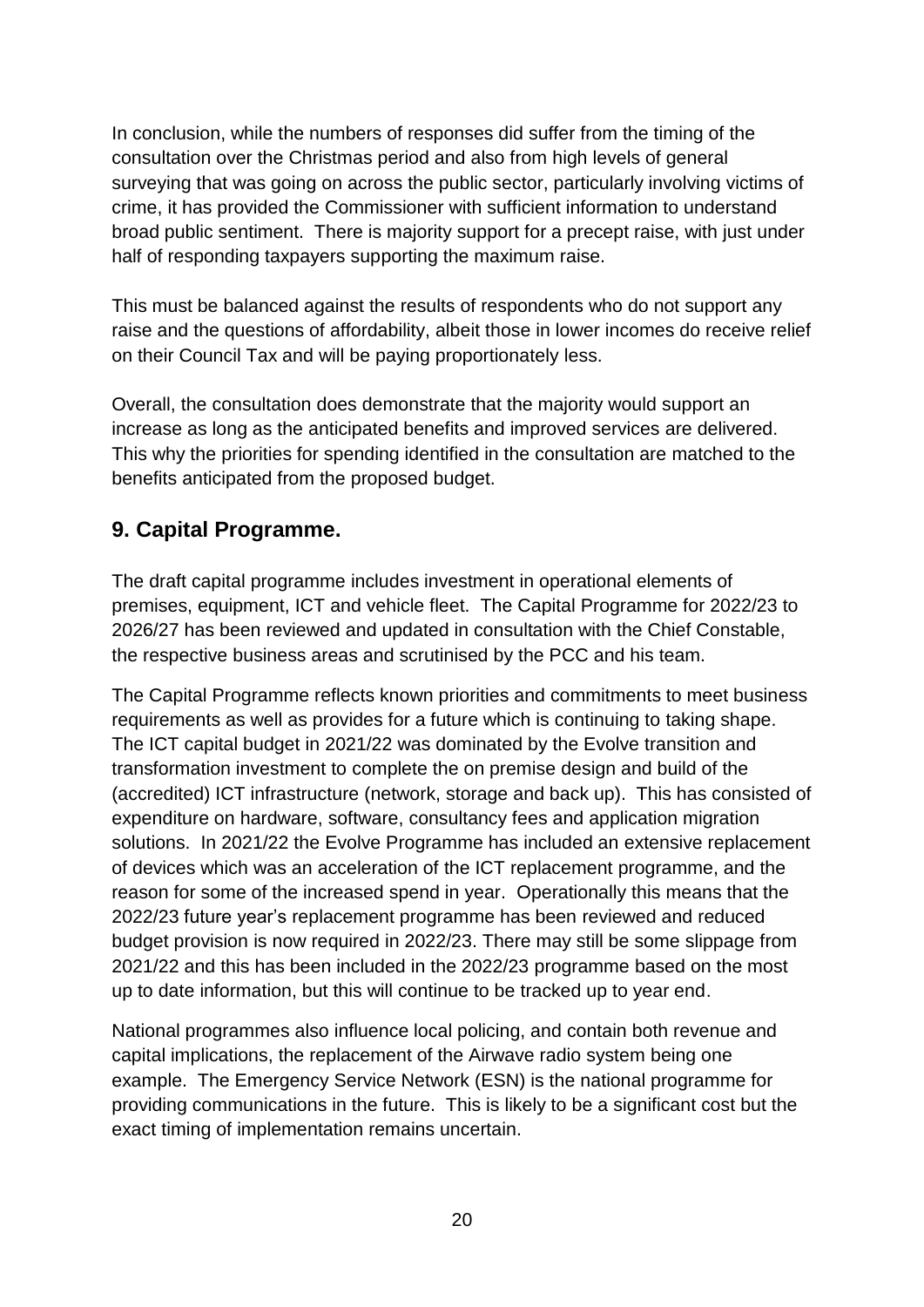In conclusion, while the numbers of responses did suffer from the timing of the consultation over the Christmas period and also from high levels of general surveying that was going on across the public sector, particularly involving victims of crime, it has provided the Commissioner with sufficient information to understand broad public sentiment. There is majority support for a precept raise, with just under half of responding taxpayers supporting the maximum raise.

This must be balanced against the results of respondents who do not support any raise and the questions of affordability, albeit those in lower incomes do receive relief on their Council Tax and will be paying proportionately less.

Overall, the consultation does demonstrate that the majority would support an increase as long as the anticipated benefits and improved services are delivered. This why the priorities for spending identified in the consultation are matched to the benefits anticipated from the proposed budget.

## 9. Capital Programme.

The draft capital programme includes investment in operational elements of premises, equipment, ICT and vehicle fleet. The Capital Programme for 2022/23 to 2026/27 has been reviewed and updated in consultation with the Chief Constable, the respective business areas and scrutinised by the PCC and his team.

The Capital Programme reflects known priorities and commitments to meet business requirements as well as provides for a future which is continuing to taking shape. The ICT capital budget in 2021/22 was dominated by the Evolve transition and transformation investment to complete the on premise design and build of the (accredited) ICT infrastructure (network, storage and back up). This has consisted of expenditure on hardware, software, consultancy fees and application migration solutions. In 2021/22 the Evolve Programme has included an extensive replacement of devices which was an acceleration of the ICT replacement programme, and the reason for some of the increased spend in year. Operationally this means that the 2022/23 future year's replacement programme has been reviewed and reduced budget provision is now required in 2022/23. There may still be some slippage from 2021/22 and this has been included in the 2022/23 programme based on the most up to date information, but this will continue to be tracked up to year end.

National programmes also influence local policing, and contain both revenue and capital implications, the replacement of the Airwave radio system being one example. The Emergency Service Network (ESN) is the national programme for providing communications in the future. This is likely to be a significant cost but the exact timing of implementation remains uncertain.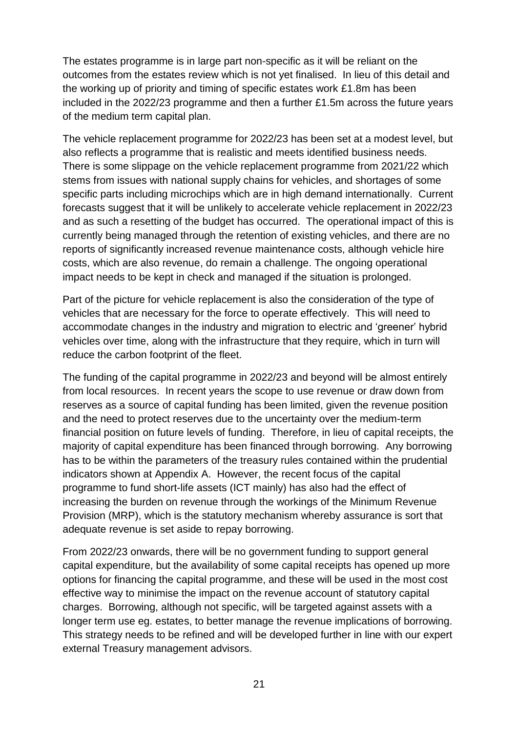The estates programme is in large part non-specific as it will be reliant on the outcomes from the estates review which is not yet finalised. In lieu of this detail and the working up of priority and timing of specific estates work £1.8m has been included in the 2022/23 programme and then a further £1.5m across the future years of the medium term capital plan.

The vehicle replacement programme for 2022/23 has been set at a modest level, but also reflects a programme that is realistic and meets identified business needs. There is some slippage on the vehicle replacement programme from 2021/22 which stems from issues with national supply chains for vehicles, and shortages of some specific parts including microchips which are in high demand internationally. Current forecasts suggest that it will be unlikely to accelerate vehicle replacement in 2022/23 and as such a resetting of the budget has occurred. The operational impact of this is currently being managed through the retention of existing vehicles, and there are no reports of significantly increased revenue maintenance costs, although vehicle hire costs, which are also revenue, do remain a challenge. The ongoing operational impact needs to be kept in check and managed if the situation is prolonged.

Part of the picture for vehicle replacement is also the consideration of the type of vehicles that are necessary for the force to operate effectively. This will need to accommodate changes in the industry and migration to electric and 'greener' hybrid vehicles over time, along with the infrastructure that they require, which in turn will reduce the carbon footprint of the fleet.

The funding of the capital programme in 2022/23 and beyond will be almost entirely from local resources. In recent years the scope to use revenue or draw down from reserves as a source of capital funding has been limited, given the revenue position and the need to protect reserves due to the uncertainty over the medium-term financial position on future levels of funding. Therefore, in lieu of capital receipts, the majority of capital expenditure has been financed through borrowing. Any borrowing has to be within the parameters of the treasury rules contained within the prudential indicators shown at Appendix A. However, the recent focus of the capital programme to fund short-life assets (ICT mainly) has also had the effect of increasing the burden on revenue through the workings of the Minimum Revenue Provision (MRP), which is the statutory mechanism whereby assurance is sort that adequate revenue is set aside to repay borrowing.

From 2022/23 onwards, there will be no government funding to support general capital expenditure, but the availability of some capital receipts has opened up more options for financing the capital programme, and these will be used in the most cost effective way to minimise the impact on the revenue account of statutory capital charges. Borrowing, although not specific, will be targeted against assets with a longer term use eg. estates, to better manage the revenue implications of borrowing. This strategy needs to be refined and will be developed further in line with our expert external Treasury management advisors.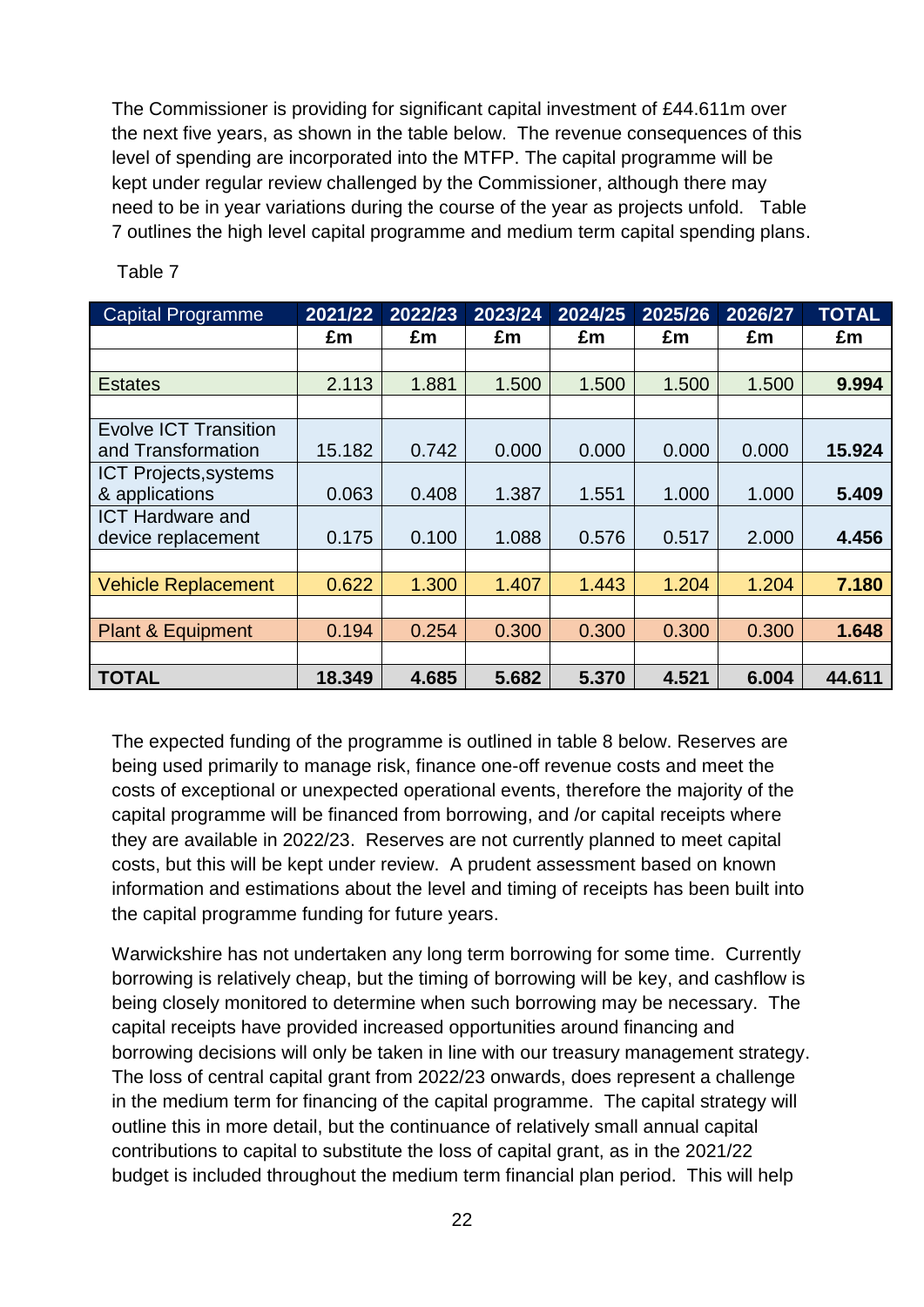The Commissioner is providing for significant capital investment of £44.611m over the next five years, as shown in the table below. The revenue consequences of this level of spending are incorporated into the MTFP. The capital programme will be kept under regular review challenged by the Commissioner, although there may need to be in year variations during the course of the year as projects unfold. Table 7 outlines the high level capital programme and medium term capital spending plans.

Table 7

| Capital Programme | 2021/22 | 2022/23 | 2023/24 | 2024/25 | 2025/26 | 2026/27 | TOTAL |
|---|---|---|---|---|---|---|---|
| | £m | £m | £m | £m | £m | £m | £m |
| | | | | | | | |
| Estates | 2.113 | 1.881 | 1.500 | 1.500 | 1.500 | 1.500 | **9.994** |
| | | | | | | | |
| Evolve ICT Transition and Transformation | 15.182 | 0.742 | 0.000 | 0.000 | 0.000 | 0.000 | **15.924** |
| ICT Projects,systems & applications | 0.063 | 0.408 | 1.387 | 1.551 | 1.000 | 1.000 | **5.409** |
| ICT Hardware and device replacement | 0.175 | 0.100 | 1.088 | 0.576 | 0.517 | 2.000 | **4.456** |
| | | | | | | | |
| Vehicle Replacement | 0.622 | 1.300 | 1.407 | 1.443 | 1.204 | 1.204 | **7.180** |
| | | | | | | | |
| Plant & Equipment | 0.194 | 0.254 | 0.300 | 0.300 | 0.300 | 0.300 | **1.648** |
| | | | | | | | |
| **TOTAL** | **18.349** | **4.685** | **5.682** | **5.370** | **4.521** | **6.004** | **44.611** |

The expected funding of the programme is outlined in table 8 below. Reserves are being used primarily to manage risk, finance one-off revenue costs and meet the costs of exceptional or unexpected operational events, therefore the majority of the capital programme will be financed from borrowing, and /or capital receipts where they are available in 2022/23. Reserves are not currently planned to meet capital costs, but this will be kept under review. A prudent assessment based on known information and estimations about the level and timing of receipts has been built into the capital programme funding for future years.

Warwickshire has not undertaken any long term borrowing for some time. Currently borrowing is relatively cheap, but the timing of borrowing will be key, and cashflow is being closely monitored to determine when such borrowing may be necessary. The capital receipts have provided increased opportunities around financing and borrowing decisions will only be taken in line with our treasury management strategy. The loss of central capital grant from 2022/23 onwards, does represent a challenge in the medium term for financing of the capital programme. The capital strategy will outline this in more detail, but the continuance of relatively small annual capital contributions to capital to substitute the loss of capital grant, as in the 2021/22 budget is included throughout the medium term financial plan period. This will help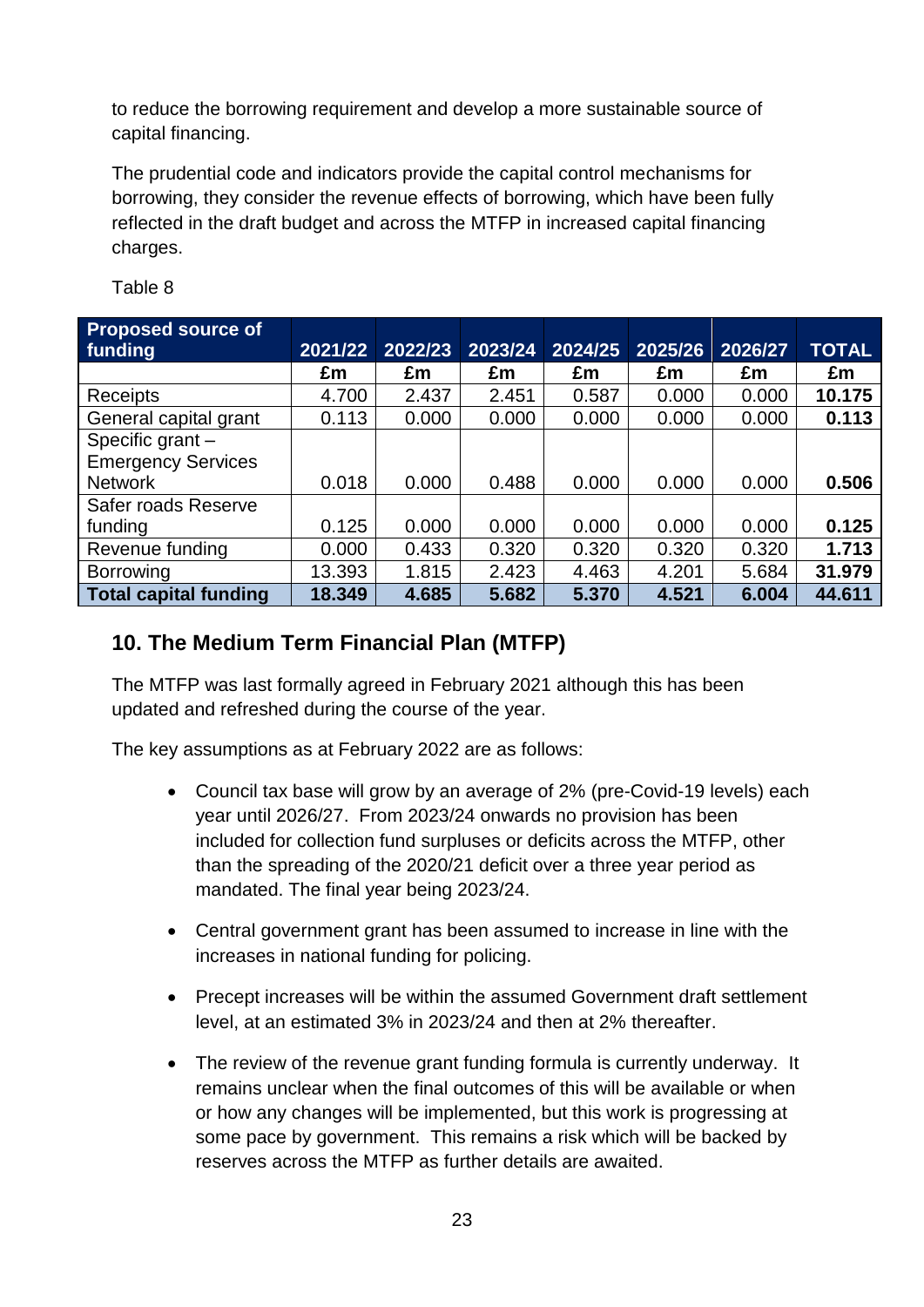to reduce the borrowing requirement and develop a more sustainable source of capital financing.

The prudential code and indicators provide the capital control mechanisms for borrowing, they consider the revenue effects of borrowing, which have been fully reflected in the draft budget and across the MTFP in increased capital financing charges.

Table 8

| Proposed source of funding | 2021/22 | 2022/23 | 2023/24 | 2024/25 | 2025/26 | 2026/27 | TOTAL |
|---|---|---|---|---|---|---|---|
| | £m | £m | £m | £m | £m | £m | £m |
| Receipts | 4.700 | 2.437 | 2.451 | 0.587 | 0.000 | 0.000 | **10.175** |
| General capital grant | 0.113 | 0.000 | 0.000 | 0.000 | 0.000 | 0.000 | **0.113** |
| Specific grant – Emergency Services Network | 0.018 | 0.000 | 0.488 | 0.000 | 0.000 | 0.000 | **0.506** |
| Safer roads Reserve funding | 0.125 | 0.000 | 0.000 | 0.000 | 0.000 | 0.000 | **0.125** |
| Revenue funding | 0.000 | 0.433 | 0.320 | 0.320 | 0.320 | 0.320 | **1.713** |
| Borrowing | 13.393 | 1.815 | 2.423 | 4.463 | 4.201 | 5.684 | **31.979** |
| **Total capital funding** | **18.349** | **4.685** | **5.682** | **5.370** | **4.521** | **6.004** | **44.611** |

## 10. The Medium Term Financial Plan (MTFP)

The MTFP was last formally agreed in February 2021 although this has been updated and refreshed during the course of the year.

The key assumptions as at February 2022 are as follows:

- Council tax base will grow by an average of 2% (pre-Covid-19 levels) each year until 2026/27. From 2023/24 onwards no provision has been included for collection fund surpluses or deficits across the MTFP, other than the spreading of the 2020/21 deficit over a three year period as mandated. The final year being 2023/24.
- Central government grant has been assumed to increase in line with the increases in national funding for policing.
- Precept increases will be within the assumed Government draft settlement level, at an estimated 3% in 2023/24 and then at 2% thereafter.
- The review of the revenue grant funding formula is currently underway. It remains unclear when the final outcomes of this will be available or when or how any changes will be implemented, but this work is progressing at some pace by government. This remains a risk which will be backed by reserves across the MTFP as further details are awaited.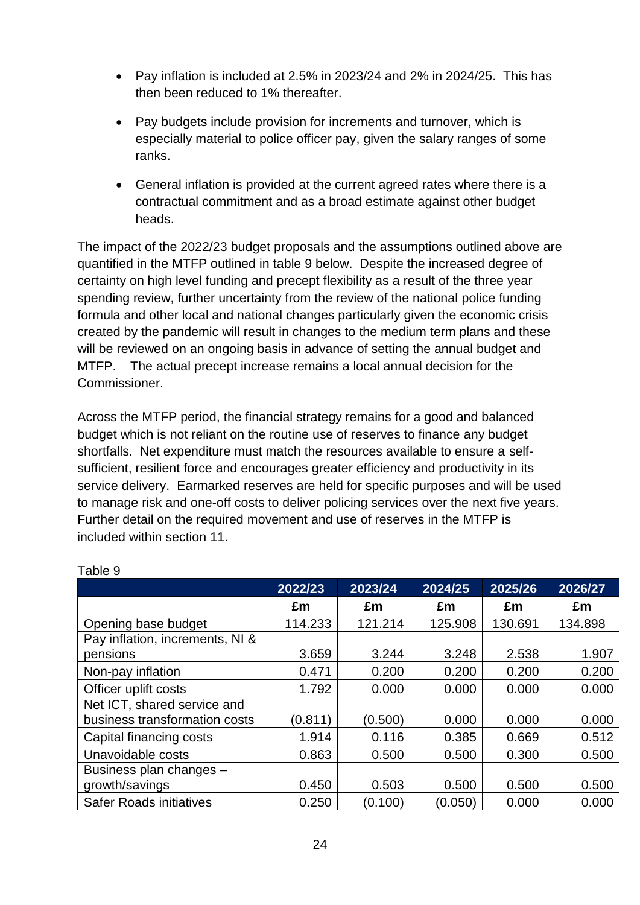- Pay inflation is included at 2.5% in 2023/24 and 2% in 2024/25. This has then been reduced to 1% thereafter.

- Pay budgets include provision for increments and turnover, which is especially material to police officer pay, given the salary ranges of some ranks.

- General inflation is provided at the current agreed rates where there is a contractual commitment and as a broad estimate against other budget heads.

The impact of the 2022/23 budget proposals and the assumptions outlined above are quantified in the MTFP outlined in table 9 below. Despite the increased degree of certainty on high level funding and precept flexibility as a result of the three year spending review, further uncertainty from the review of the national police funding formula and other local and national changes particularly given the economic crisis created by the pandemic will result in changes to the medium term plans and these will be reviewed on an ongoing basis in advance of setting the annual budget and MTFP. The actual precept increase remains a local annual decision for the Commissioner.

Across the MTFP period, the financial strategy remains for a good and balanced budget which is not reliant on the routine use of reserves to finance any budget shortfalls. Net expenditure must match the resources available to ensure a self-sufficient, resilient force and encourages greater efficiency and productivity in its service delivery. Earmarked reserves are held for specific purposes and will be used to manage risk and one-off costs to deliver policing services over the next five years. Further detail on the required movement and use of reserves in the MTFP is included within section 11.

Table 9

| | 2022/23 | 2023/24 | 2024/25 | 2025/26 | 2026/27 |
|---|---|---|---|---|---|
| | £m | £m | £m | £m | £m |
| Opening base budget | 114.233 | 121.214 | 125.908 | 130.691 | 134.898 |
| Pay inflation, increments, NI & pensions | 3.659 | 3.244 | 3.248 | 2.538 | 1.907 |
| Non-pay inflation | 0.471 | 0.200 | 0.200 | 0.200 | 0.200 |
| Officer uplift costs | 1.792 | 0.000 | 0.000 | 0.000 | 0.000 |
| Net ICT, shared service and business transformation costs | (0.811) | (0.500) | 0.000 | 0.000 | 0.000 |
| Capital financing costs | 1.914 | 0.116 | 0.385 | 0.669 | 0.512 |
| Unavoidable costs | 0.863 | 0.500 | 0.500 | 0.300 | 0.500 |
| Business plan changes – growth/savings | 0.450 | 0.503 | 0.500 | 0.500 | 0.500 |
| Safer Roads initiatives | 0.250 | (0.100) | (0.050) | 0.000 | 0.000 |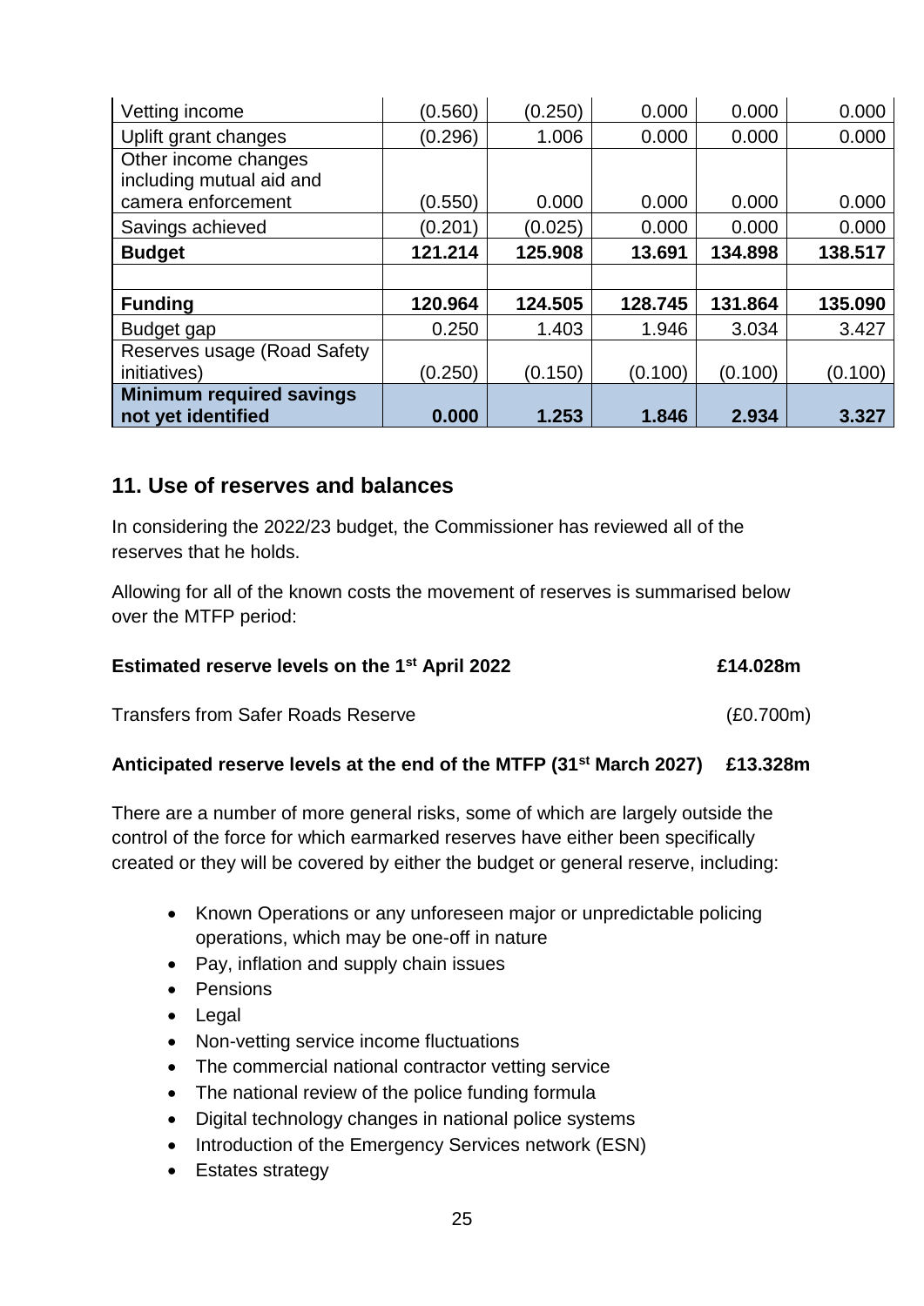| | | | | | |
|---|---|---|---|---|---|
| Vetting income | (0.560) | (0.250) | 0.000 | 0.000 | 0.000 |
| Uplift grant changes | (0.296) | 1.006 | 0.000 | 0.000 | 0.000 |
| Other income changes including mutual aid and camera enforcement | (0.550) | 0.000 | 0.000 | 0.000 | 0.000 |
| Savings achieved | (0.201) | (0.025) | 0.000 | 0.000 | 0.000 |
| **Budget** | **121.214** | **125.908** | **13.691** | **134.898** | **138.517** |
| | | | | | |
| **Funding** | **120.964** | **124.505** | **128.745** | **131.864** | **135.090** |
| Budget gap | 0.250 | 1.403 | 1.946 | 3.034 | 3.427 |
| Reserves usage (Road Safety initiatives) | (0.250) | (0.150) | (0.100) | (0.100) | (0.100) |
| **Minimum required savings not yet identified** | **0.000** | **1.253** | **1.846** | **2.934** | **3.327** |

## 11. Use of reserves and balances

In considering the 2022/23 budget, the Commissioner has reviewed all of the reserves that he holds.

Allowing for all of the known costs the movement of reserves is summarised below over the MTFP period:

**Estimated reserve levels on the 1st April 2022** **£14.028m**

Transfers from Safer Roads Reserve (£0.700m)

**Anticipated reserve levels at the end of the MTFP (31st March 2027) £13.328m**

There are a number of more general risks, some of which are largely outside the control of the force for which earmarked reserves have either been specifically created or they will be covered by either the budget or general reserve, including:

- Known Operations or any unforeseen major or unpredictable policing operations, which may be one-off in nature
- Pay, inflation and supply chain issues
- Pensions
- Legal
- Non-vetting service income fluctuations
- The commercial national contractor vetting service
- The national review of the police funding formula
- Digital technology changes in national police systems
- Introduction of the Emergency Services network (ESN)
- Estates strategy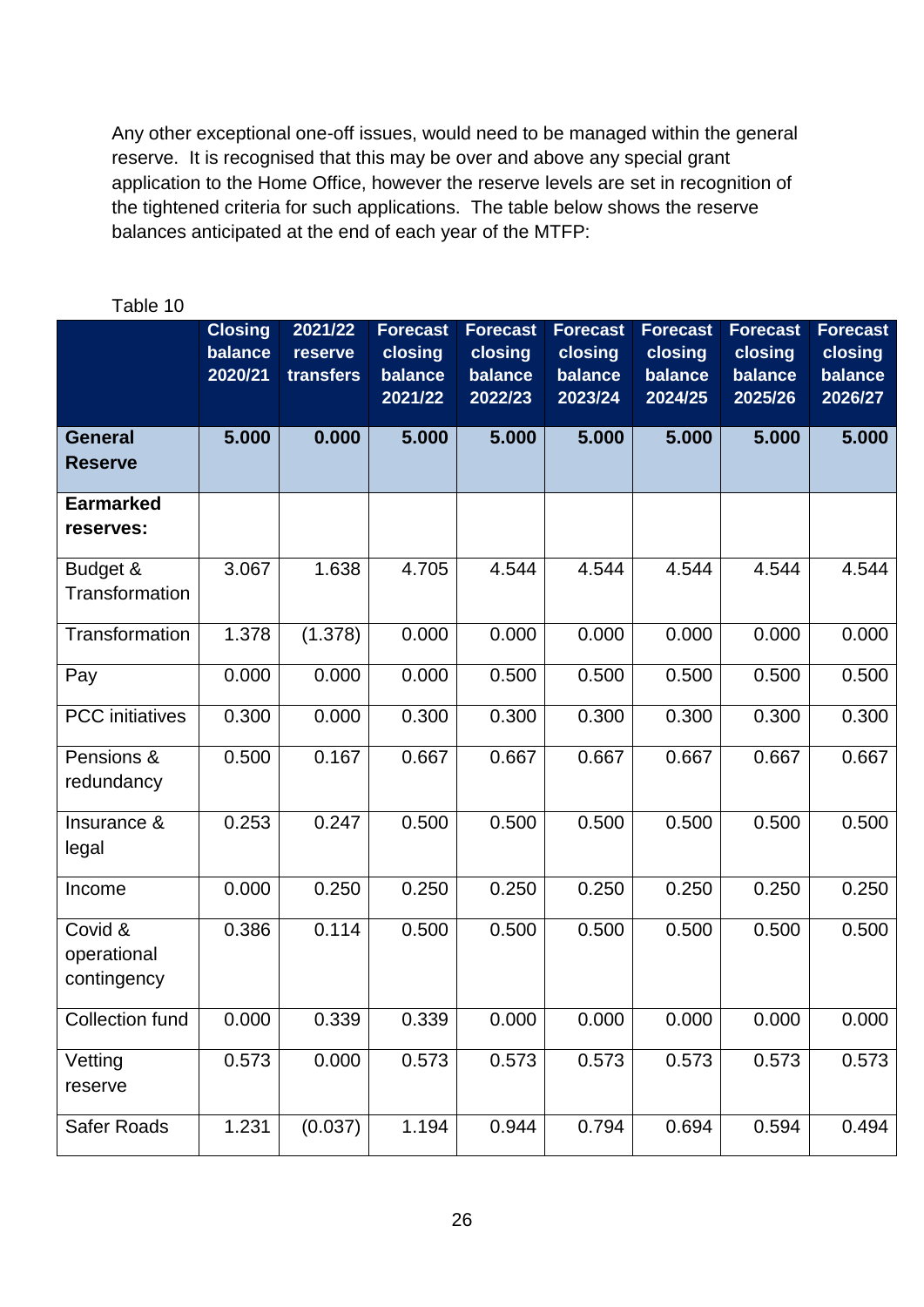Any other exceptional one-off issues, would need to be managed within the general reserve. It is recognised that this may be over and above any special grant application to the Home Office, however the reserve levels are set in recognition of the tightened criteria for such applications. The table below shows the reserve balances anticipated at the end of each year of the MTFP:

Table 10

| | Closing balance 2020/21 | 2021/22 reserve transfers | Forecast closing balance 2021/22 | Forecast closing balance 2022/23 | Forecast closing balance 2023/24 | Forecast closing balance 2024/25 | Forecast closing balance 2025/26 | Forecast closing balance 2026/27 |
|---|---|---|---|---|---|---|---|---|
| **General Reserve** | **5.000** | **0.000** | **5.000** | **5.000** | **5.000** | **5.000** | **5.000** | **5.000** |
| **Earmarked reserves:** | | | | | | | | |
| Budget & Transformation | 3.067 | 1.638 | 4.705 | 4.544 | 4.544 | 4.544 | 4.544 | 4.544 |
| Transformation | 1.378 | (1.378) | 0.000 | 0.000 | 0.000 | 0.000 | 0.000 | 0.000 |
| Pay | 0.000 | 0.000 | 0.000 | 0.500 | 0.500 | 0.500 | 0.500 | 0.500 |
| PCC initiatives | 0.300 | 0.000 | 0.300 | 0.300 | 0.300 | 0.300 | 0.300 | 0.300 |
| Pensions & redundancy | 0.500 | 0.167 | 0.667 | 0.667 | 0.667 | 0.667 | 0.667 | 0.667 |
| Insurance & legal | 0.253 | 0.247 | 0.500 | 0.500 | 0.500 | 0.500 | 0.500 | 0.500 |
| Income | 0.000 | 0.250 | 0.250 | 0.250 | 0.250 | 0.250 | 0.250 | 0.250 |
| Covid & operational contingency | 0.386 | 0.114 | 0.500 | 0.500 | 0.500 | 0.500 | 0.500 | 0.500 |
| Collection fund | 0.000 | 0.339 | 0.339 | 0.000 | 0.000 | 0.000 | 0.000 | 0.000 |
| Vetting reserve | 0.573 | 0.000 | 0.573 | 0.573 | 0.573 | 0.573 | 0.573 | 0.573 |
| Safer Roads | 1.231 | (0.037) | 1.194 | 0.944 | 0.794 | 0.694 | 0.594 | 0.494 |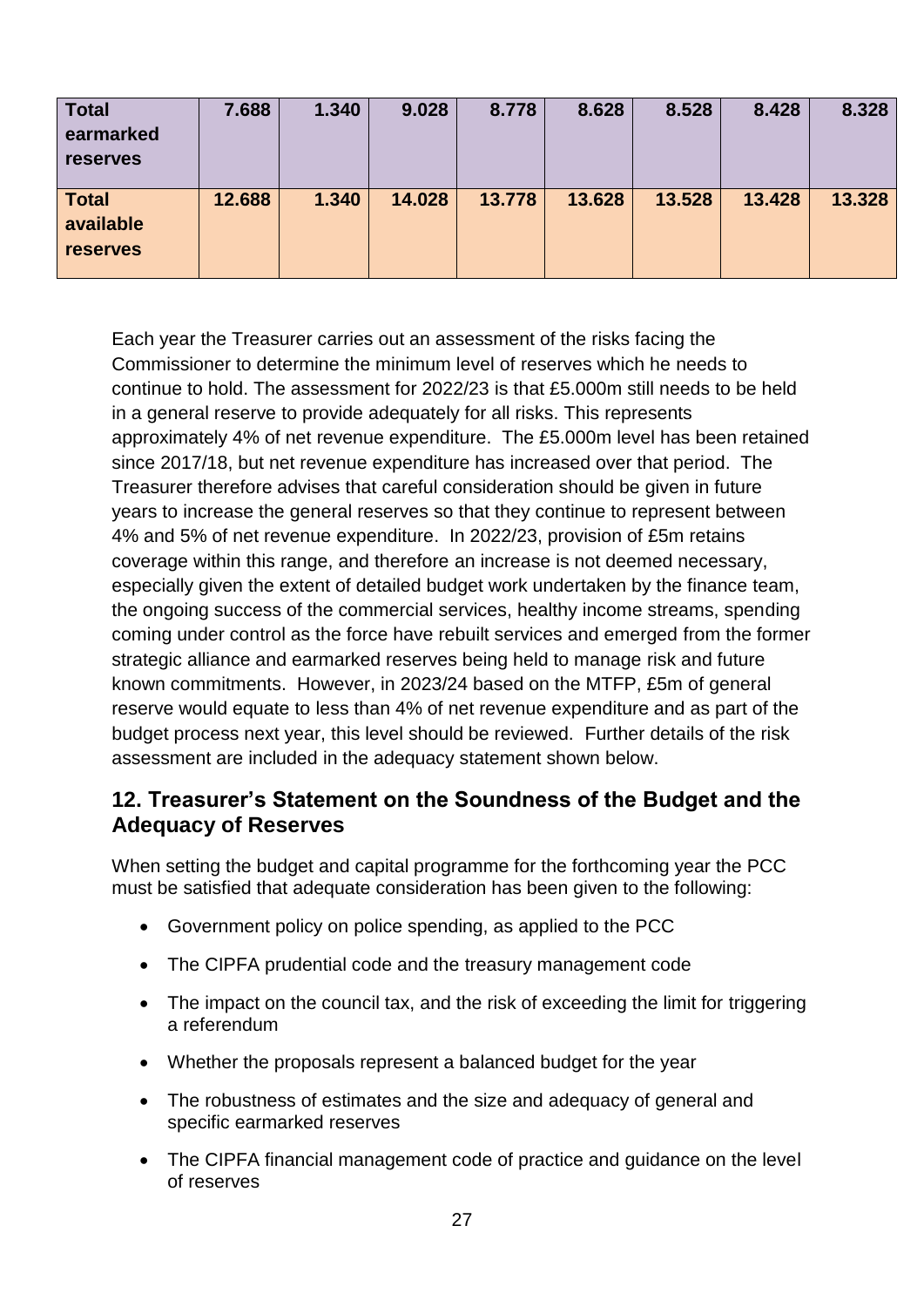| **Total earmarked reserves** | **7.688** | **1.340** | **9.028** | **8.778** | **8.628** | **8.528** | **8.428** | **8.328** |
|---|---|---|---|---|---|---|---|---|
| **Total available reserves** | **12.688** | **1.340** | **14.028** | **13.778** | **13.628** | **13.528** | **13.428** | **13.328** |

Each year the Treasurer carries out an assessment of the risks facing the Commissioner to determine the minimum level of reserves which he needs to continue to hold. The assessment for 2022/23 is that £5.000m still needs to be held in a general reserve to provide adequately for all risks. This represents approximately 4% of net revenue expenditure. The £5.000m level has been retained since 2017/18, but net revenue expenditure has increased over that period. The Treasurer therefore advises that careful consideration should be given in future years to increase the general reserves so that they continue to represent between 4% and 5% of net revenue expenditure. In 2022/23, provision of £5m retains coverage within this range, and therefore an increase is not deemed necessary, especially given the extent of detailed budget work undertaken by the finance team, the ongoing success of the commercial services, healthy income streams, spending coming under control as the force have rebuilt services and emerged from the former strategic alliance and earmarked reserves being held to manage risk and future known commitments. However, in 2023/24 based on the MTFP, £5m of general reserve would equate to less than 4% of net revenue expenditure and as part of the budget process next year, this level should be reviewed. Further details of the risk assessment are included in the adequacy statement shown below.

## 12. Treasurer's Statement on the Soundness of the Budget and the Adequacy of Reserves

When setting the budget and capital programme for the forthcoming year the PCC must be satisfied that adequate consideration has been given to the following:

- Government policy on police spending, as applied to the PCC
- The CIPFA prudential code and the treasury management code
- The impact on the council tax, and the risk of exceeding the limit for triggering a referendum
- Whether the proposals represent a balanced budget for the year
- The robustness of estimates and the size and adequacy of general and specific earmarked reserves
- The CIPFA financial management code of practice and guidance on the level of reserves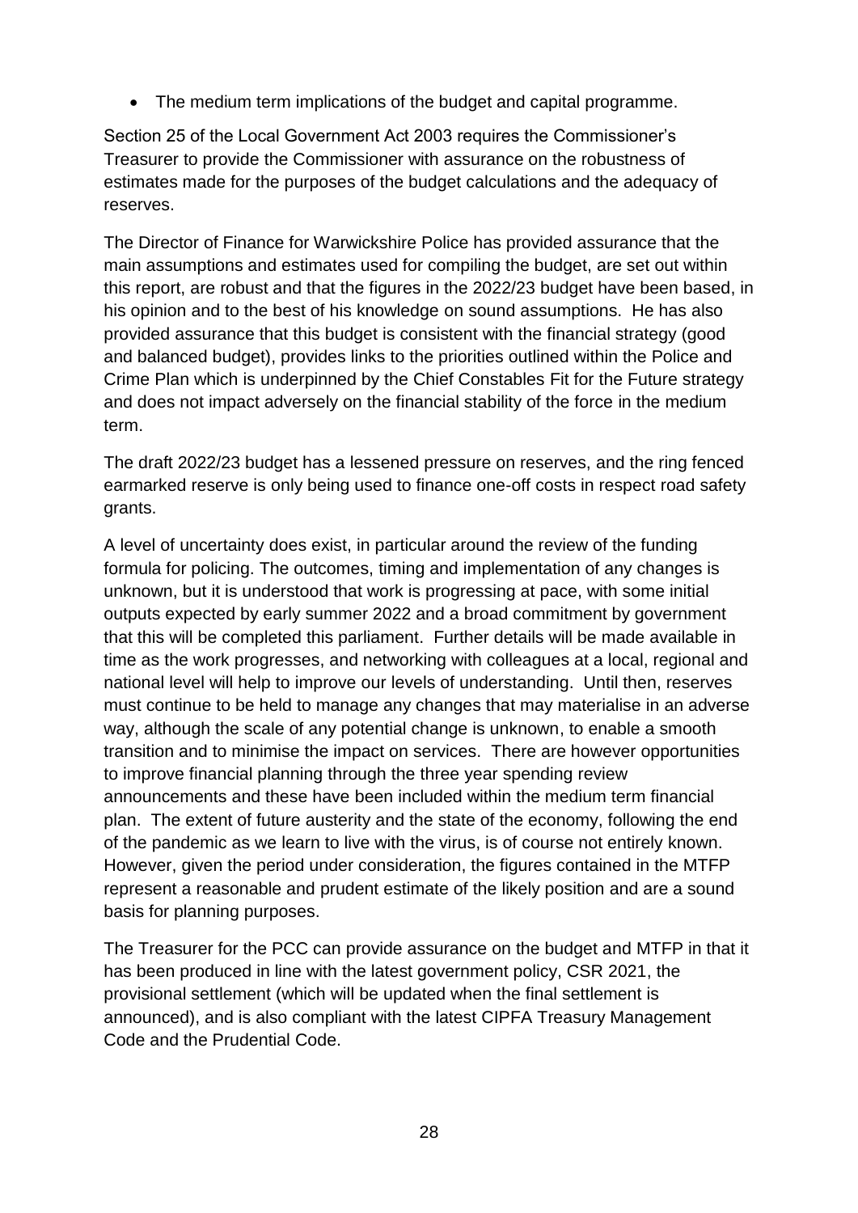- The medium term implications of the budget and capital programme.

Section 25 of the Local Government Act 2003 requires the Commissioner's Treasurer to provide the Commissioner with assurance on the robustness of estimates made for the purposes of the budget calculations and the adequacy of reserves.

The Director of Finance for Warwickshire Police has provided assurance that the main assumptions and estimates used for compiling the budget, are set out within this report, are robust and that the figures in the 2022/23 budget have been based, in his opinion and to the best of his knowledge on sound assumptions. He has also provided assurance that this budget is consistent with the financial strategy (good and balanced budget), provides links to the priorities outlined within the Police and Crime Plan which is underpinned by the Chief Constables Fit for the Future strategy and does not impact adversely on the financial stability of the force in the medium term.

The draft 2022/23 budget has a lessened pressure on reserves, and the ring fenced earmarked reserve is only being used to finance one-off costs in respect road safety grants.

A level of uncertainty does exist, in particular around the review of the funding formula for policing. The outcomes, timing and implementation of any changes is unknown, but it is understood that work is progressing at pace, with some initial outputs expected by early summer 2022 and a broad commitment by government that this will be completed this parliament. Further details will be made available in time as the work progresses, and networking with colleagues at a local, regional and national level will help to improve our levels of understanding. Until then, reserves must continue to be held to manage any changes that may materialise in an adverse way, although the scale of any potential change is unknown, to enable a smooth transition and to minimise the impact on services. There are however opportunities to improve financial planning through the three year spending review announcements and these have been included within the medium term financial plan. The extent of future austerity and the state of the economy, following the end of the pandemic as we learn to live with the virus, is of course not entirely known. However, given the period under consideration, the figures contained in the MTFP represent a reasonable and prudent estimate of the likely position and are a sound basis for planning purposes.

The Treasurer for the PCC can provide assurance on the budget and MTFP in that it has been produced in line with the latest government policy, CSR 2021, the provisional settlement (which will be updated when the final settlement is announced), and is also compliant with the latest CIPFA Treasury Management Code and the Prudential Code.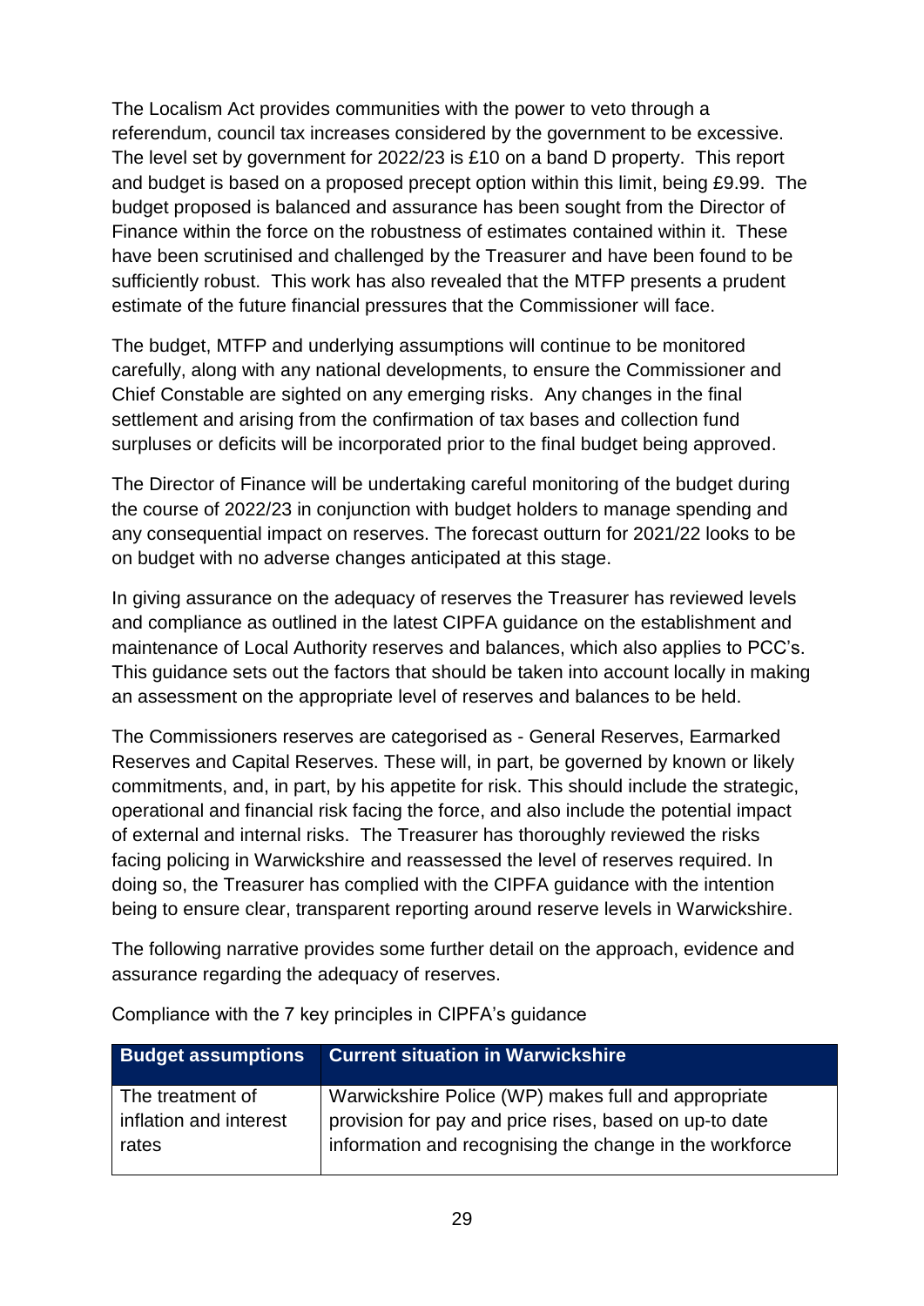The Localism Act provides communities with the power to veto through a referendum, council tax increases considered by the government to be excessive. The level set by government for 2022/23 is £10 on a band D property. This report and budget is based on a proposed precept option within this limit, being £9.99. The budget proposed is balanced and assurance has been sought from the Director of Finance within the force on the robustness of estimates contained within it. These have been scrutinised and challenged by the Treasurer and have been found to be sufficiently robust. This work has also revealed that the MTFP presents a prudent estimate of the future financial pressures that the Commissioner will face.

The budget, MTFP and underlying assumptions will continue to be monitored carefully, along with any national developments, to ensure the Commissioner and Chief Constable are sighted on any emerging risks. Any changes in the final settlement and arising from the confirmation of tax bases and collection fund surpluses or deficits will be incorporated prior to the final budget being approved.

The Director of Finance will be undertaking careful monitoring of the budget during the course of 2022/23 in conjunction with budget holders to manage spending and any consequential impact on reserves. The forecast outturn for 2021/22 looks to be on budget with no adverse changes anticipated at this stage.

In giving assurance on the adequacy of reserves the Treasurer has reviewed levels and compliance as outlined in the latest CIPFA guidance on the establishment and maintenance of Local Authority reserves and balances, which also applies to PCC's. This guidance sets out the factors that should be taken into account locally in making an assessment on the appropriate level of reserves and balances to be held.

The Commissioners reserves are categorised as - General Reserves, Earmarked Reserves and Capital Reserves. These will, in part, be governed by known or likely commitments, and, in part, by his appetite for risk. This should include the strategic, operational and financial risk facing the force, and also include the potential impact of external and internal risks. The Treasurer has thoroughly reviewed the risks facing policing in Warwickshire and reassessed the level of reserves required. In doing so, the Treasurer has complied with the CIPFA guidance with the intention being to ensure clear, transparent reporting around reserve levels in Warwickshire.

The following narrative provides some further detail on the approach, evidence and assurance regarding the adequacy of reserves.

Compliance with the 7 key principles in CIPFA's guidance

| Budget assumptions | Current situation in Warwickshire |
| --- | --- |
| The treatment of inflation and interest rates | Warwickshire Police (WP) makes full and appropriate provision for pay and price rises, based on up-to date information and recognising the change in the workforce |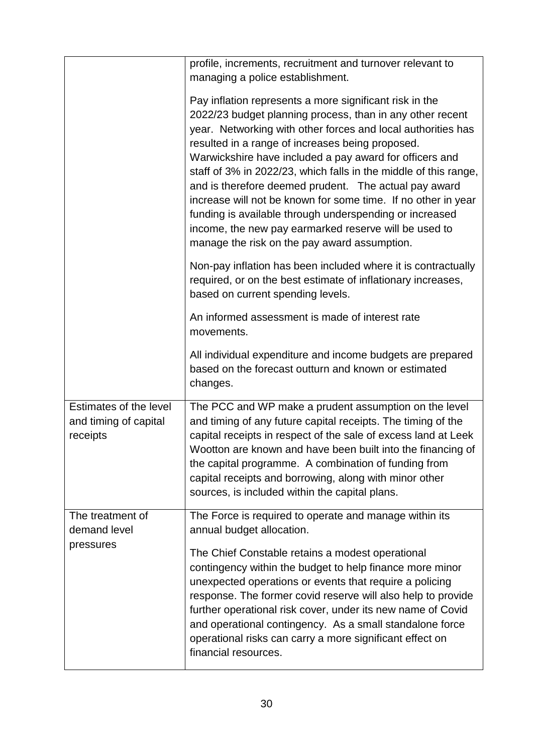|  |  |
|---|---|
|  | profile, increments, recruitment and turnover relevant to managing a police establishment.<br><br>Pay inflation represents a more significant risk in the 2022/23 budget planning process, than in any other recent year. Networking with other forces and local authorities has resulted in a range of increases being proposed. Warwickshire have included a pay award for officers and staff of 3% in 2022/23, which falls in the middle of this range, and is therefore deemed prudent. The actual pay award increase will not be known for some time. If no other in year funding is available through underspending or increased income, the new pay earmarked reserve will be used to manage the risk on the pay award assumption.<br><br>Non-pay inflation has been included where it is contractually required, or on the best estimate of inflationary increases, based on current spending levels.<br><br>An informed assessment is made of interest rate movements.<br><br>All individual expenditure and income budgets are prepared based on the forecast outturn and known or estimated changes. |
| Estimates of the level and timing of capital receipts | The PCC and WP make a prudent assumption on the level and timing of any future capital receipts. The timing of the capital receipts in respect of the sale of excess land at Leek Wootton are known and have been built into the financing of the capital programme. A combination of funding from capital receipts and borrowing, along with minor other sources, is included within the capital plans. |
| The treatment of demand level pressures | The Force is required to operate and manage within its annual budget allocation.<br><br>The Chief Constable retains a modest operational contingency within the budget to help finance more minor unexpected operations or events that require a policing response. The former covid reserve will also help to provide further operational risk cover, under its new name of Covid and operational contingency. As a small standalone force operational risks can carry a more significant effect on financial resources. |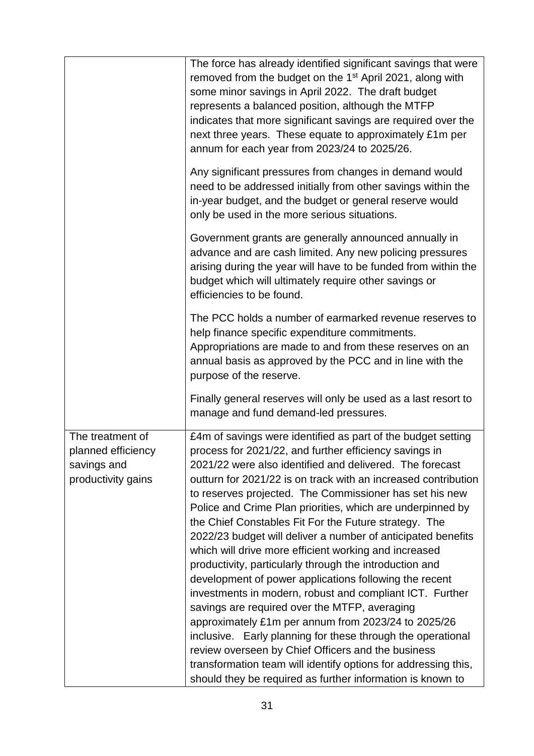| | |
|---|---|
| | The force has already identified significant savings that were removed from the budget on the 1st April 2021, along with some minor savings in April 2022. The draft budget represents a balanced position, although the MTFP indicates that more significant savings are required over the next three years. These equate to approximately £1m per annum for each year from 2023/24 to 2025/26.<br><br>Any significant pressures from changes in demand would need to be addressed initially from other savings within the in-year budget, and the budget or general reserve would only be used in the more serious situations.<br><br>Government grants are generally announced annually in advance and are cash limited. Any new policing pressures arising during the year will have to be funded from within the budget which will ultimately require other savings or efficiencies to be found.<br><br>The PCC holds a number of earmarked revenue reserves to help finance specific expenditure commitments. Appropriations are made to and from these reserves on an annual basis as approved by the PCC and in line with the purpose of the reserve.<br><br>Finally general reserves will only be used as a last resort to manage and fund demand-led pressures. |
| The treatment of planned efficiency savings and productivity gains | £4m of savings were identified as part of the budget setting process for 2021/22, and further efficiency savings in 2021/22 were also identified and delivered. The forecast outturn for 2021/22 is on track with an increased contribution to reserves projected. The Commissioner has set his new Police and Crime Plan priorities, which are underpinned by the Chief Constables Fit For the Future strategy. The 2022/23 budget will deliver a number of anticipated benefits which will drive more efficient working and increased productivity, particularly through the introduction and development of power applications following the recent investments in modern, robust and compliant ICT. Further savings are required over the MTFP, averaging approximately £1m per annum from 2023/24 to 2025/26 inclusive. Early planning for these through the operational review overseen by Chief Officers and the business transformation team will identify options for addressing this, should they be required as further information is known to |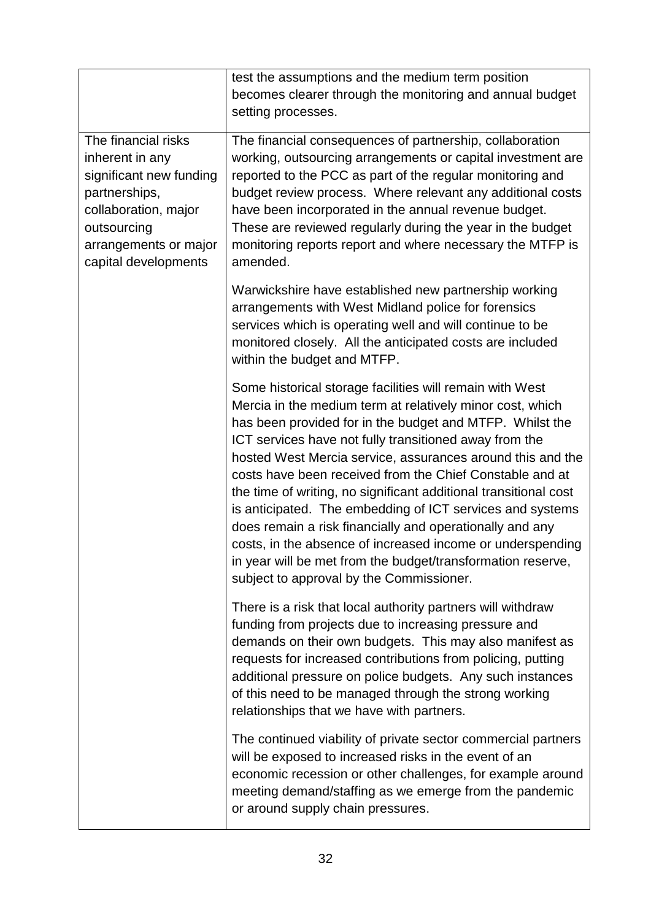| | |
|---|---|
| | test the assumptions and the medium term position becomes clearer through the monitoring and annual budget setting processes. |
| The financial risks inherent in any significant new funding partnerships, collaboration, major outsourcing arrangements or major capital developments | The financial consequences of partnership, collaboration working, outsourcing arrangements or capital investment are reported to the PCC as part of the regular monitoring and budget review process. Where relevant any additional costs have been incorporated in the annual revenue budget. These are reviewed regularly during the year in the budget monitoring reports report and where necessary the MTFP is amended.<br><br>Warwickshire have established new partnership working arrangements with West Midland police for forensics services which is operating well and will continue to be monitored closely. All the anticipated costs are included within the budget and MTFP.<br><br>Some historical storage facilities will remain with West Mercia in the medium term at relatively minor cost, which has been provided for in the budget and MTFP. Whilst the ICT services have not fully transitioned away from the hosted West Mercia service, assurances around this and the costs have been received from the Chief Constable and at the time of writing, no significant additional transitional cost is anticipated. The embedding of ICT services and systems does remain a risk financially and operationally and any costs, in the absence of increased income or underspending in year will be met from the budget/transformation reserve, subject to approval by the Commissioner.<br><br>There is a risk that local authority partners will withdraw funding from projects due to increasing pressure and demands on their own budgets. This may also manifest as requests for increased contributions from policing, putting additional pressure on police budgets. Any such instances of this need to be managed through the strong working relationships that we have with partners.<br><br>The continued viability of private sector commercial partners will be exposed to increased risks in the event of an economic recession or other challenges, for example around meeting demand/staffing as we emerge from the pandemic or around supply chain pressures. |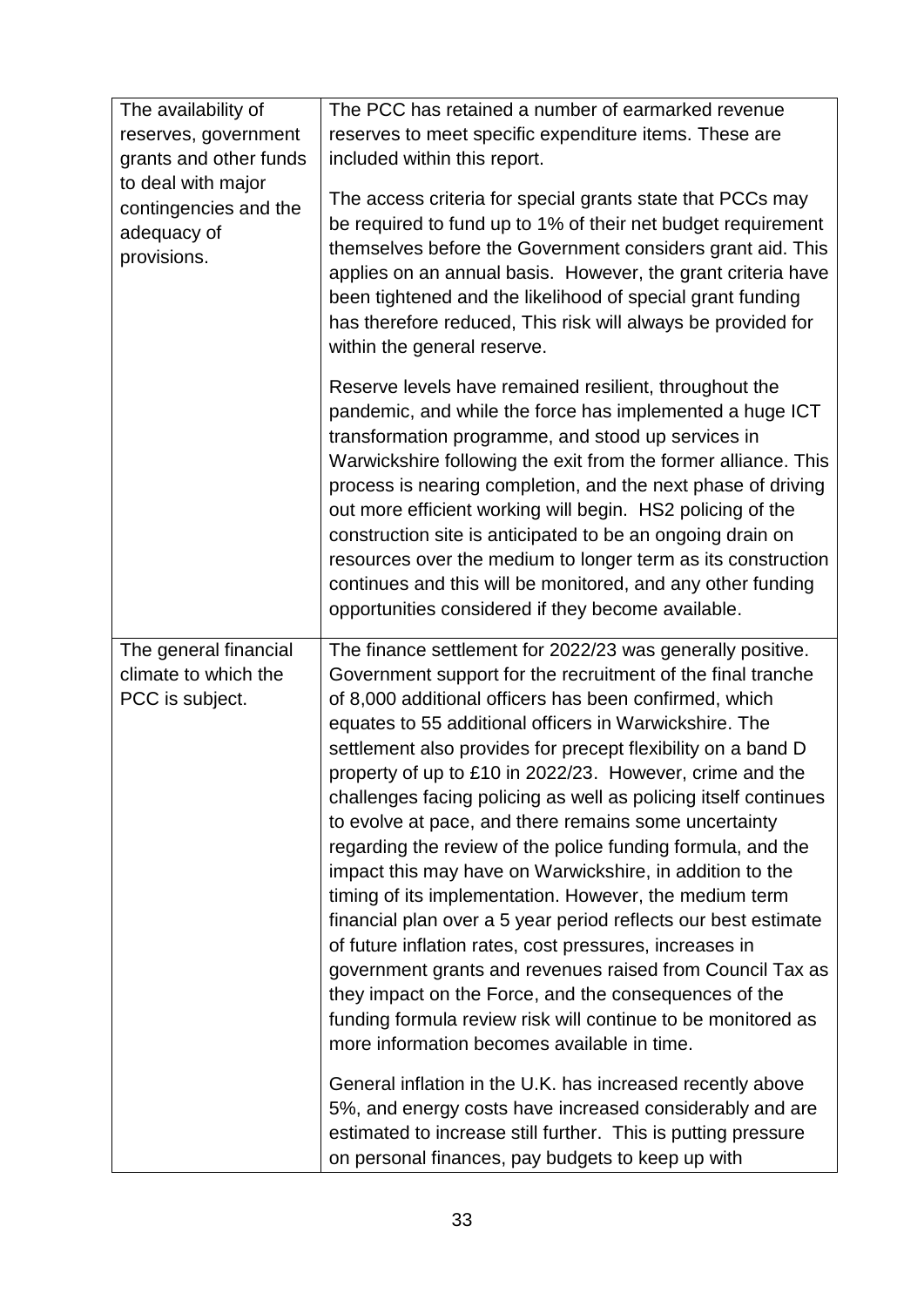| | |
|---|---|
| The availability of reserves, government grants and other funds to deal with major contingencies and the adequacy of provisions. | The PCC has retained a number of earmarked revenue reserves to meet specific expenditure items. These are included within this report.<br><br>The access criteria for special grants state that PCCs may be required to fund up to 1% of their net budget requirement themselves before the Government considers grant aid. This applies on an annual basis. However, the grant criteria have been tightened and the likelihood of special grant funding has therefore reduced, This risk will always be provided for within the general reserve.<br><br>Reserve levels have remained resilient, throughout the pandemic, and while the force has implemented a huge ICT transformation programme, and stood up services in Warwickshire following the exit from the former alliance. This process is nearing completion, and the next phase of driving out more efficient working will begin. HS2 policing of the construction site is anticipated to be an ongoing drain on resources over the medium to longer term as its construction continues and this will be monitored, and any other funding opportunities considered if they become available. |
| The general financial climate to which the PCC is subject. | The finance settlement for 2022/23 was generally positive. Government support for the recruitment of the final tranche of 8,000 additional officers has been confirmed, which equates to 55 additional officers in Warwickshire. The settlement also provides for precept flexibility on a band D property of up to £10 in 2022/23. However, crime and the challenges facing policing as well as policing itself continues to evolve at pace, and there remains some uncertainty regarding the review of the police funding formula, and the impact this may have on Warwickshire, in addition to the timing of its implementation. However, the medium term financial plan over a 5 year period reflects our best estimate of future inflation rates, cost pressures, increases in government grants and revenues raised from Council Tax as they impact on the Force, and the consequences of the funding formula review risk will continue to be monitored as more information becomes available in time.<br><br>General inflation in the U.K. has increased recently above 5%, and energy costs have increased considerably and are estimated to increase still further. This is putting pressure on personal finances, pay budgets to keep up with |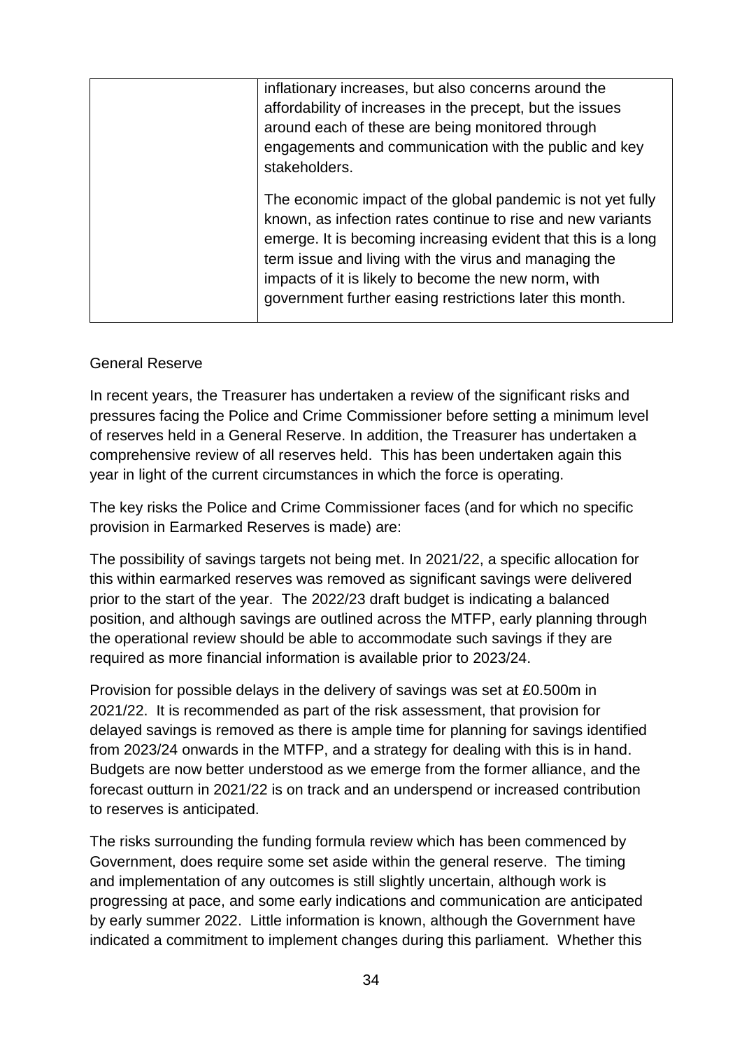|  | inflationary increases, but also concerns around the affordability of increases in the precept, but the issues around each of these are being monitored through engagements and communication with the public and key stakeholders.<br><br>The economic impact of the global pandemic is not yet fully known, as infection rates continue to rise and new variants emerge. It is becoming increasing evident that this is a long term issue and living with the virus and managing the impacts of it is likely to become the new norm, with government further easing restrictions later this month. |
|---|---|

General Reserve

In recent years, the Treasurer has undertaken a review of the significant risks and pressures facing the Police and Crime Commissioner before setting a minimum level of reserves held in a General Reserve. In addition, the Treasurer has undertaken a comprehensive review of all reserves held. This has been undertaken again this year in light of the current circumstances in which the force is operating.

The key risks the Police and Crime Commissioner faces (and for which no specific provision in Earmarked Reserves is made) are:

The possibility of savings targets not being met. In 2021/22, a specific allocation for this within earmarked reserves was removed as significant savings were delivered prior to the start of the year. The 2022/23 draft budget is indicating a balanced position, and although savings are outlined across the MTFP, early planning through the operational review should be able to accommodate such savings if they are required as more financial information is available prior to 2023/24.

Provision for possible delays in the delivery of savings was set at £0.500m in 2021/22. It is recommended as part of the risk assessment, that provision for delayed savings is removed as there is ample time for planning for savings identified from 2023/24 onwards in the MTFP, and a strategy for dealing with this is in hand. Budgets are now better understood as we emerge from the former alliance, and the forecast outturn in 2021/22 is on track and an underspend or increased contribution to reserves is anticipated.

The risks surrounding the funding formula review which has been commenced by Government, does require some set aside within the general reserve. The timing and implementation of any outcomes is still slightly uncertain, although work is progressing at pace, and some early indications and communication are anticipated by early summer 2022. Little information is known, although the Government have indicated a commitment to implement changes during this parliament. Whether this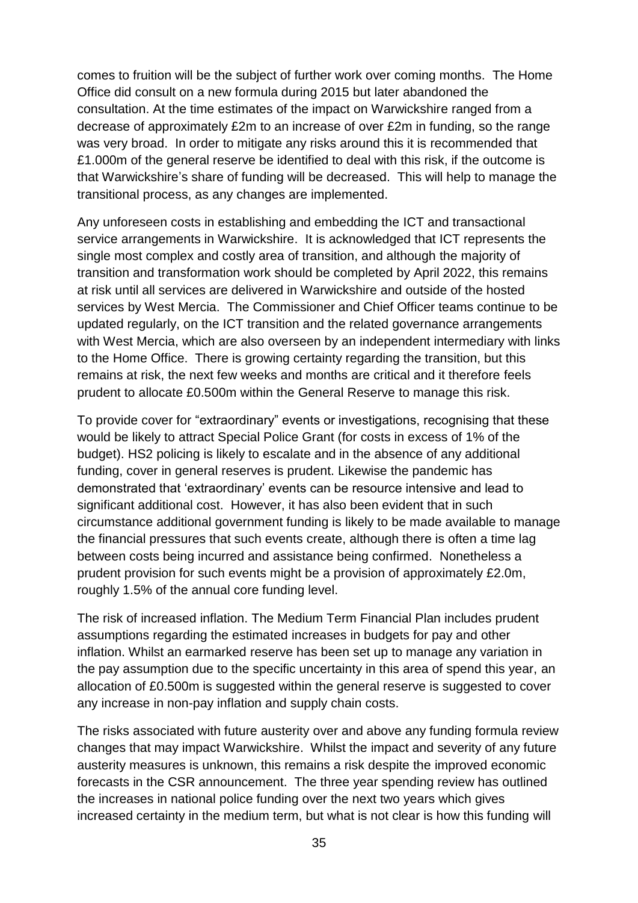comes to fruition will be the subject of further work over coming months. The Home Office did consult on a new formula during 2015 but later abandoned the consultation. At the time estimates of the impact on Warwickshire ranged from a decrease of approximately £2m to an increase of over £2m in funding, so the range was very broad. In order to mitigate any risks around this it is recommended that £1.000m of the general reserve be identified to deal with this risk, if the outcome is that Warwickshire's share of funding will be decreased. This will help to manage the transitional process, as any changes are implemented.

Any unforeseen costs in establishing and embedding the ICT and transactional service arrangements in Warwickshire. It is acknowledged that ICT represents the single most complex and costly area of transition, and although the majority of transition and transformation work should be completed by April 2022, this remains at risk until all services are delivered in Warwickshire and outside of the hosted services by West Mercia. The Commissioner and Chief Officer teams continue to be updated regularly, on the ICT transition and the related governance arrangements with West Mercia, which are also overseen by an independent intermediary with links to the Home Office. There is growing certainty regarding the transition, but this remains at risk, the next few weeks and months are critical and it therefore feels prudent to allocate £0.500m within the General Reserve to manage this risk.

To provide cover for "extraordinary" events or investigations, recognising that these would be likely to attract Special Police Grant (for costs in excess of 1% of the budget). HS2 policing is likely to escalate and in the absence of any additional funding, cover in general reserves is prudent. Likewise the pandemic has demonstrated that 'extraordinary' events can be resource intensive and lead to significant additional cost. However, it has also been evident that in such circumstance additional government funding is likely to be made available to manage the financial pressures that such events create, although there is often a time lag between costs being incurred and assistance being confirmed. Nonetheless a prudent provision for such events might be a provision of approximately £2.0m, roughly 1.5% of the annual core funding level.

The risk of increased inflation. The Medium Term Financial Plan includes prudent assumptions regarding the estimated increases in budgets for pay and other inflation. Whilst an earmarked reserve has been set up to manage any variation in the pay assumption due to the specific uncertainty in this area of spend this year, an allocation of £0.500m is suggested within the general reserve is suggested to cover any increase in non-pay inflation and supply chain costs.

The risks associated with future austerity over and above any funding formula review changes that may impact Warwickshire. Whilst the impact and severity of any future austerity measures is unknown, this remains a risk despite the improved economic forecasts in the CSR announcement. The three year spending review has outlined the increases in national police funding over the next two years which gives increased certainty in the medium term, but what is not clear is how this funding will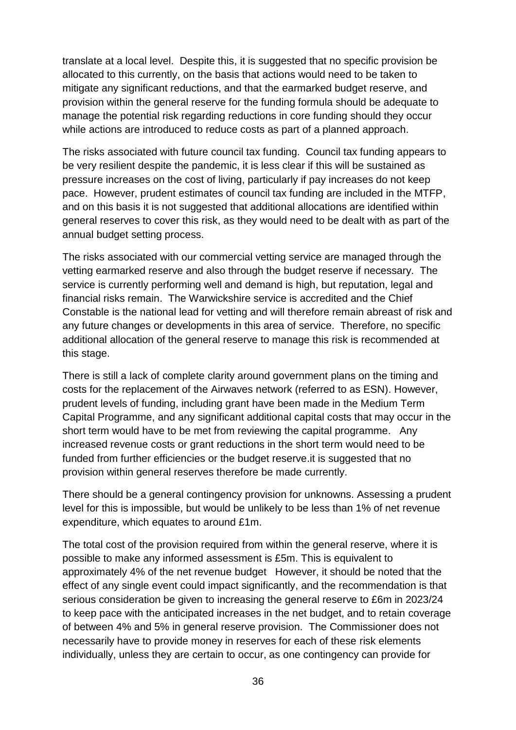translate at a local level. Despite this, it is suggested that no specific provision be allocated to this currently, on the basis that actions would need to be taken to mitigate any significant reductions, and that the earmarked budget reserve, and provision within the general reserve for the funding formula should be adequate to manage the potential risk regarding reductions in core funding should they occur while actions are introduced to reduce costs as part of a planned approach.

The risks associated with future council tax funding. Council tax funding appears to be very resilient despite the pandemic, it is less clear if this will be sustained as pressure increases on the cost of living, particularly if pay increases do not keep pace. However, prudent estimates of council tax funding are included in the MTFP, and on this basis it is not suggested that additional allocations are identified within general reserves to cover this risk, as they would need to be dealt with as part of the annual budget setting process.

The risks associated with our commercial vetting service are managed through the vetting earmarked reserve and also through the budget reserve if necessary. The service is currently performing well and demand is high, but reputation, legal and financial risks remain. The Warwickshire service is accredited and the Chief Constable is the national lead for vetting and will therefore remain abreast of risk and any future changes or developments in this area of service. Therefore, no specific additional allocation of the general reserve to manage this risk is recommended at this stage.

There is still a lack of complete clarity around government plans on the timing and costs for the replacement of the Airwaves network (referred to as ESN). However, prudent levels of funding, including grant have been made in the Medium Term Capital Programme, and any significant additional capital costs that may occur in the short term would have to be met from reviewing the capital programme. Any increased revenue costs or grant reductions in the short term would need to be funded from further efficiencies or the budget reserve.it is suggested that no provision within general reserves therefore be made currently.

There should be a general contingency provision for unknowns. Assessing a prudent level for this is impossible, but would be unlikely to be less than 1% of net revenue expenditure, which equates to around £1m.

The total cost of the provision required from within the general reserve, where it is possible to make any informed assessment is £5m. This is equivalent to approximately 4% of the net revenue budget However, it should be noted that the effect of any single event could impact significantly, and the recommendation is that serious consideration be given to increasing the general reserve to £6m in 2023/24 to keep pace with the anticipated increases in the net budget, and to retain coverage of between 4% and 5% in general reserve provision. The Commissioner does not necessarily have to provide money in reserves for each of these risk elements individually, unless they are certain to occur, as one contingency can provide for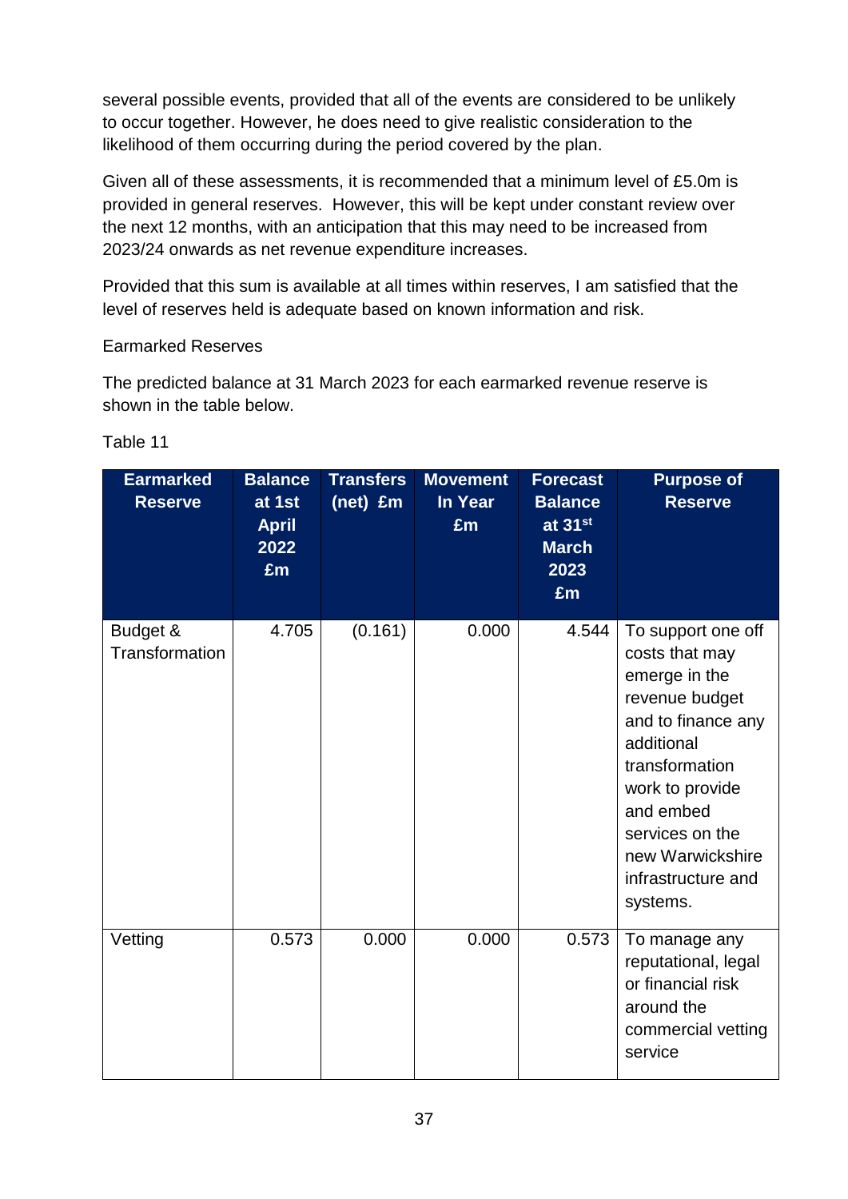several possible events, provided that all of the events are considered to be unlikely to occur together. However, he does need to give realistic consideration to the likelihood of them occurring during the period covered by the plan.

Given all of these assessments, it is recommended that a minimum level of £5.0m is provided in general reserves. However, this will be kept under constant review over the next 12 months, with an anticipation that this may need to be increased from 2023/24 onwards as net revenue expenditure increases.

Provided that this sum is available at all times within reserves, I am satisfied that the level of reserves held is adequate based on known information and risk.

Earmarked Reserves

The predicted balance at 31 March 2023 for each earmarked revenue reserve is shown in the table below.

Table 11

| Earmarked Reserve | Balance at 1st April 2022 £m | Transfers (net) £m | Movement In Year £m | Forecast Balance at 31st March 2023 £m | Purpose of Reserve |
|---|---|---|---|---|---|
| Budget & Transformation | 4.705 | (0.161) | 0.000 | 4.544 | To support one off costs that may emerge in the revenue budget and to finance any additional transformation work to provide and embed services on the new Warwickshire infrastructure and systems. |
| Vetting | 0.573 | 0.000 | 0.000 | 0.573 | To manage any reputational, legal or financial risk around the commercial vetting service |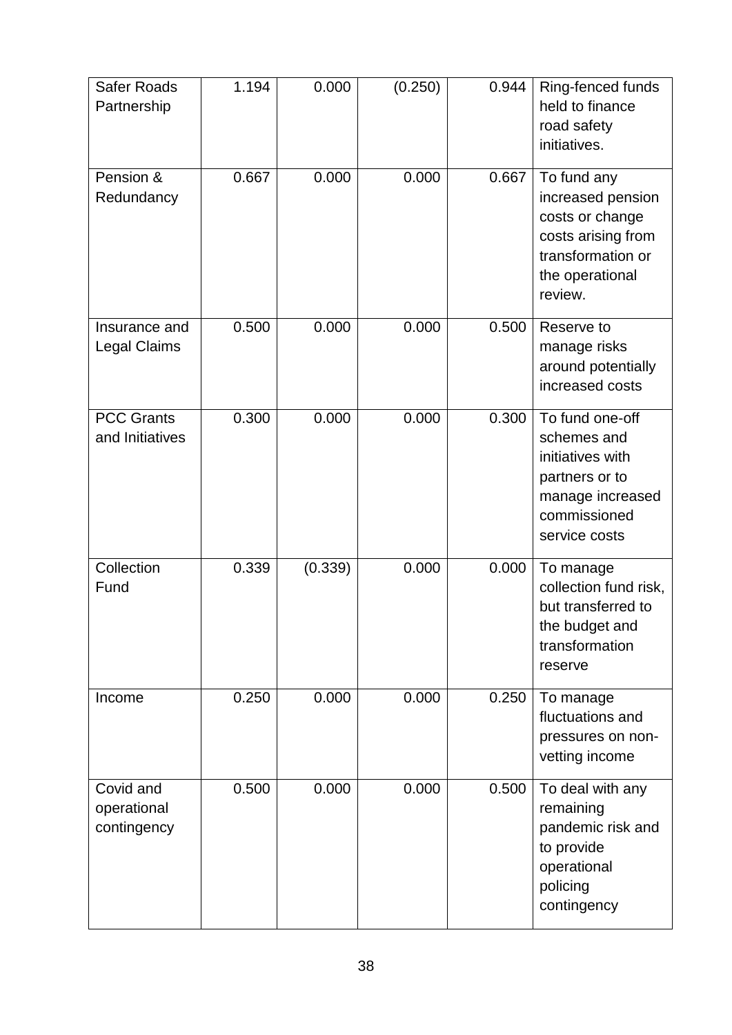| | | | | | |
|---|---|---|---|---|---|
| Safer Roads Partnership | 1.194 | 0.000 | (0.250) | 0.944 | Ring-fenced funds held to finance road safety initiatives. |
| Pension & Redundancy | 0.667 | 0.000 | 0.000 | 0.667 | To fund any increased pension costs or change costs arising from transformation or the operational review. |
| Insurance and Legal Claims | 0.500 | 0.000 | 0.000 | 0.500 | Reserve to manage risks around potentially increased costs |
| PCC Grants and Initiatives | 0.300 | 0.000 | 0.000 | 0.300 | To fund one-off schemes and initiatives with partners or to manage increased commissioned service costs |
| Collection Fund | 0.339 | (0.339) | 0.000 | 0.000 | To manage collection fund risk, but transferred to the budget and transformation reserve |
| Income | 0.250 | 0.000 | 0.000 | 0.250 | To manage fluctuations and pressures on non-vetting income |
| Covid and operational contingency | 0.500 | 0.000 | 0.000 | 0.500 | To deal with any remaining pandemic risk and to provide operational policing contingency |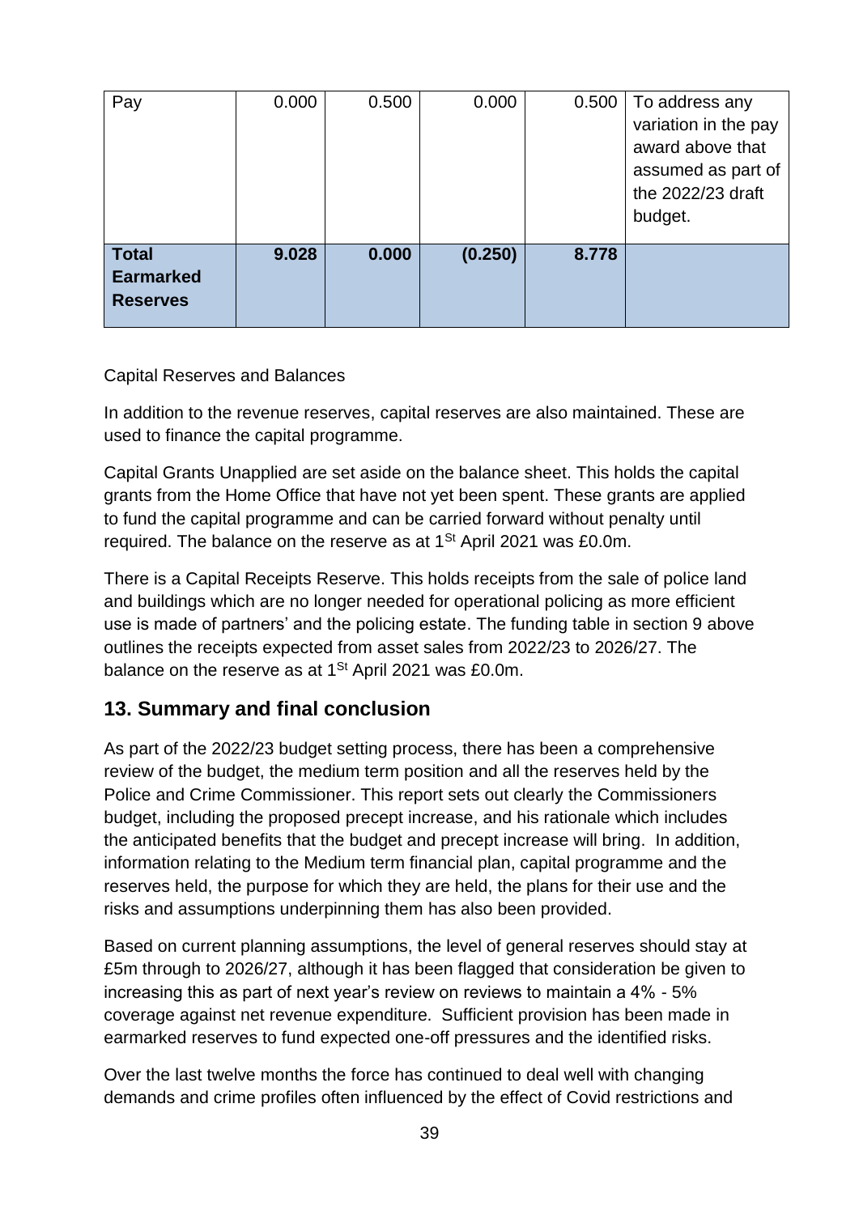| Pay | 0.000 | 0.500 | 0.000 | 0.500 | To address any variation in the pay award above that assumed as part of the 2022/23 draft budget. |
|---|---|---|---|---|---|
| **Total Earmarked Reserves** | **9.028** | **0.000** | **(0.250)** | **8.778** | |

Capital Reserves and Balances

In addition to the revenue reserves, capital reserves are also maintained. These are used to finance the capital programme.

Capital Grants Unapplied are set aside on the balance sheet. This holds the capital grants from the Home Office that have not yet been spent. These grants are applied to fund the capital programme and can be carried forward without penalty until required. The balance on the reserve as at 1St April 2021 was £0.0m.

There is a Capital Receipts Reserve. This holds receipts from the sale of police land and buildings which are no longer needed for operational policing as more efficient use is made of partners' and the policing estate. The funding table in section 9 above outlines the receipts expected from asset sales from 2022/23 to 2026/27. The balance on the reserve as at 1St April 2021 was £0.0m.

## 13. Summary and final conclusion

As part of the 2022/23 budget setting process, there has been a comprehensive review of the budget, the medium term position and all the reserves held by the Police and Crime Commissioner. This report sets out clearly the Commissioners budget, including the proposed precept increase, and his rationale which includes the anticipated benefits that the budget and precept increase will bring. In addition, information relating to the Medium term financial plan, capital programme and the reserves held, the purpose for which they are held, the plans for their use and the risks and assumptions underpinning them has also been provided.

Based on current planning assumptions, the level of general reserves should stay at £5m through to 2026/27, although it has been flagged that consideration be given to increasing this as part of next year's review on reviews to maintain a 4% - 5% coverage against net revenue expenditure. Sufficient provision has been made in earmarked reserves to fund expected one-off pressures and the identified risks.

Over the last twelve months the force has continued to deal well with changing demands and crime profiles often influenced by the effect of Covid restrictions and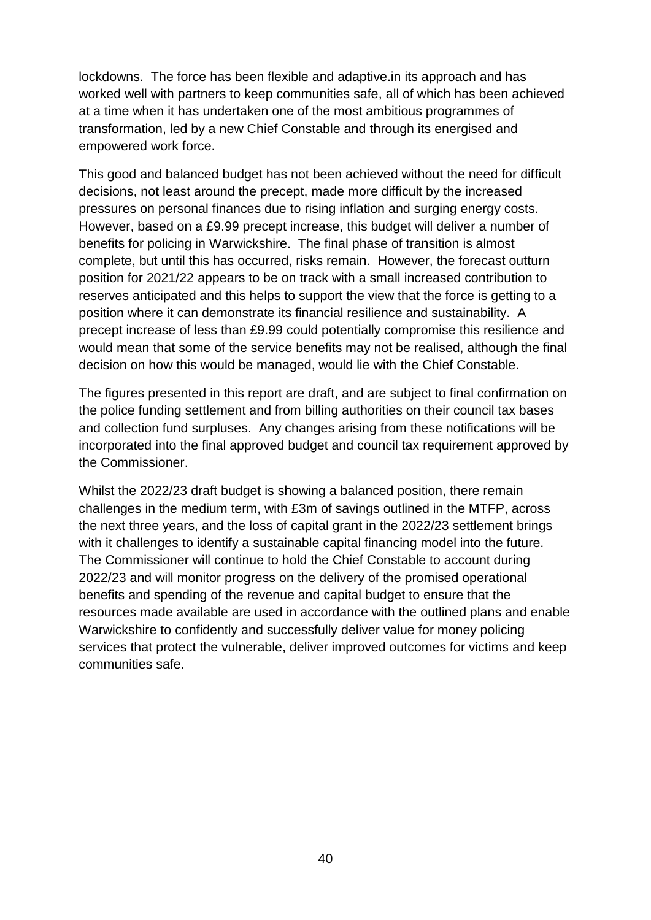lockdowns. The force has been flexible and adaptive.in its approach and has worked well with partners to keep communities safe, all of which has been achieved at a time when it has undertaken one of the most ambitious programmes of transformation, led by a new Chief Constable and through its energised and empowered work force.

This good and balanced budget has not been achieved without the need for difficult decisions, not least around the precept, made more difficult by the increased pressures on personal finances due to rising inflation and surging energy costs. However, based on a £9.99 precept increase, this budget will deliver a number of benefits for policing in Warwickshire. The final phase of transition is almost complete, but until this has occurred, risks remain. However, the forecast outturn position for 2021/22 appears to be on track with a small increased contribution to reserves anticipated and this helps to support the view that the force is getting to a position where it can demonstrate its financial resilience and sustainability. A precept increase of less than £9.99 could potentially compromise this resilience and would mean that some of the service benefits may not be realised, although the final decision on how this would be managed, would lie with the Chief Constable.

The figures presented in this report are draft, and are subject to final confirmation on the police funding settlement and from billing authorities on their council tax bases and collection fund surpluses. Any changes arising from these notifications will be incorporated into the final approved budget and council tax requirement approved by the Commissioner.

Whilst the 2022/23 draft budget is showing a balanced position, there remain challenges in the medium term, with £3m of savings outlined in the MTFP, across the next three years, and the loss of capital grant in the 2022/23 settlement brings with it challenges to identify a sustainable capital financing model into the future. The Commissioner will continue to hold the Chief Constable to account during 2022/23 and will monitor progress on the delivery of the promised operational benefits and spending of the revenue and capital budget to ensure that the resources made available are used in accordance with the outlined plans and enable Warwickshire to confidently and successfully deliver value for money policing services that protect the vulnerable, deliver improved outcomes for victims and keep communities safe.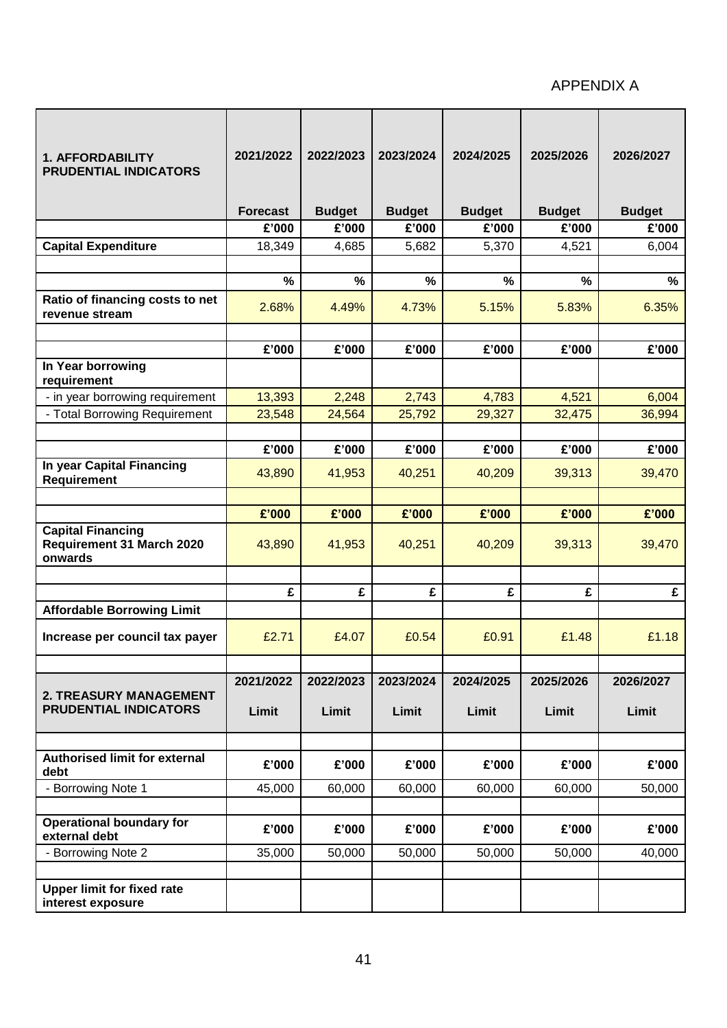APPENDIX A

| 1. AFFORDABILITY PRUDENTIAL INDICATORS | 2021/2022 | 2022/2023 | 2023/2024 | 2024/2025 | 2025/2026 | 2026/2027 |
|---|---|---|---|---|---|---|
| | **Forecast** | **Budget** | **Budget** | **Budget** | **Budget** | **Budget** |
| | **£'000** | **£'000** | **£'000** | **£'000** | **£'000** | **£'000** |
| **Capital Expenditure** | 18,349 | 4,685 | 5,682 | 5,370 | 4,521 | 6,004 |
| | | | | | | |
| | **%** | **%** | **%** | **%** | **%** | **%** |
| **Ratio of financing costs to net revenue stream** | 2.68% | 4.49% | 4.73% | 5.15% | 5.83% | 6.35% |
| | | | | | | |
| | **£'000** | **£'000** | **£'000** | **£'000** | **£'000** | **£'000** |
| **In Year borrowing requirement** | | | | | | |
| - in year borrowing requirement | 13,393 | 2,248 | 2,743 | 4,783 | 4,521 | 6,004 |
| - Total Borrowing Requirement | 23,548 | 24,564 | 25,792 | 29,327 | 32,475 | 36,994 |
| | | | | | | |
| | **£'000** | **£'000** | **£'000** | **£'000** | **£'000** | **£'000** |
| **In year Capital Financing Requirement** | 43,890 | 41,953 | 40,251 | 40,209 | 39,313 | 39,470 |
| | | | | | | |
| | **£'000** | **£'000** | **£'000** | **£'000** | **£'000** | **£'000** |
| **Capital Financing Requirement 31 March 2020 onwards** | 43,890 | 41,953 | 40,251 | 40,209 | 39,313 | 39,470 |
| | | | | | | |
| | **£** | **£** | **£** | **£** | **£** | **£** |
| **Affordable Borrowing Limit** | | | | | | |
| **Increase per council tax payer** | £2.71 | £4.07 | £0.54 | £0.91 | £1.48 | £1.18 |
| | | | | | | |
| **2. TREASURY MANAGEMENT PRUDENTIAL INDICATORS** | **2021/2022** | **2022/2023** | **2023/2024** | **2024/2025** | **2025/2026** | **2026/2027** |
| | **Limit** | **Limit** | **Limit** | **Limit** | **Limit** | **Limit** |
| | | | | | | |
| **Authorised limit for external debt** | **£'000** | **£'000** | **£'000** | **£'000** | **£'000** | **£'000** |
| - Borrowing Note 1 | 45,000 | 60,000 | 60,000 | 60,000 | 60,000 | 50,000 |
| | | | | | | |
| **Operational boundary for external debt** | **£'000** | **£'000** | **£'000** | **£'000** | **£'000** | **£'000** |
| - Borrowing Note 2 | 35,000 | 50,000 | 50,000 | 50,000 | 50,000 | 40,000 |
| | | | | | | |
| **Upper limit for fixed rate interest exposure** | | | | | | |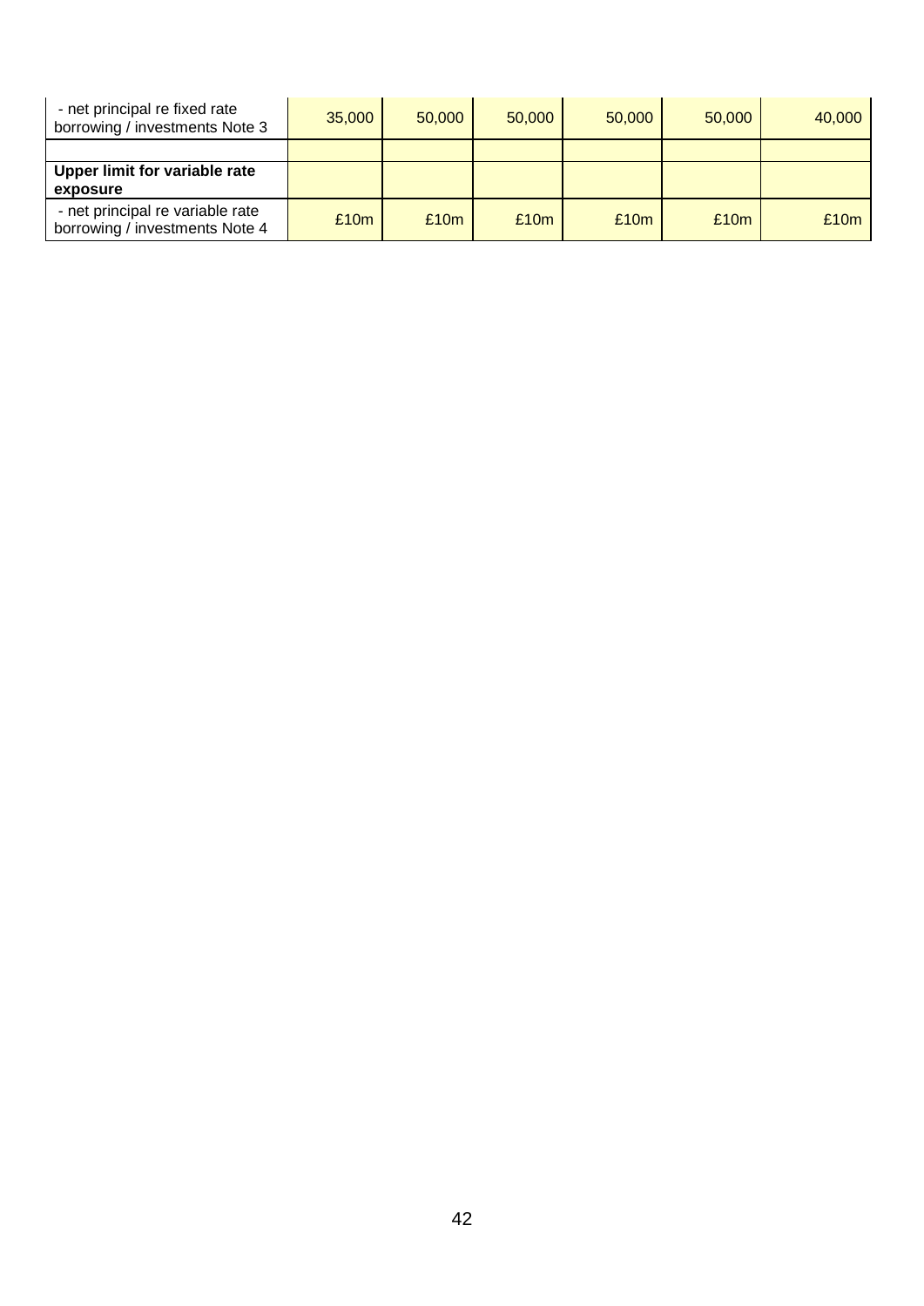| | | | | | | |
|---|---|---|---|---|---|---|
| - net principal re fixed rate borrowing / investments Note 3 | 35,000 | 50,000 | 50,000 | 50,000 | 50,000 | 40,000 |
| | | | | | | |
| **Upper limit for variable rate exposure** | | | | | | |
| - net principal re variable rate borrowing / investments Note 4 | £10m | £10m | £10m | £10m | £10m | £10m |